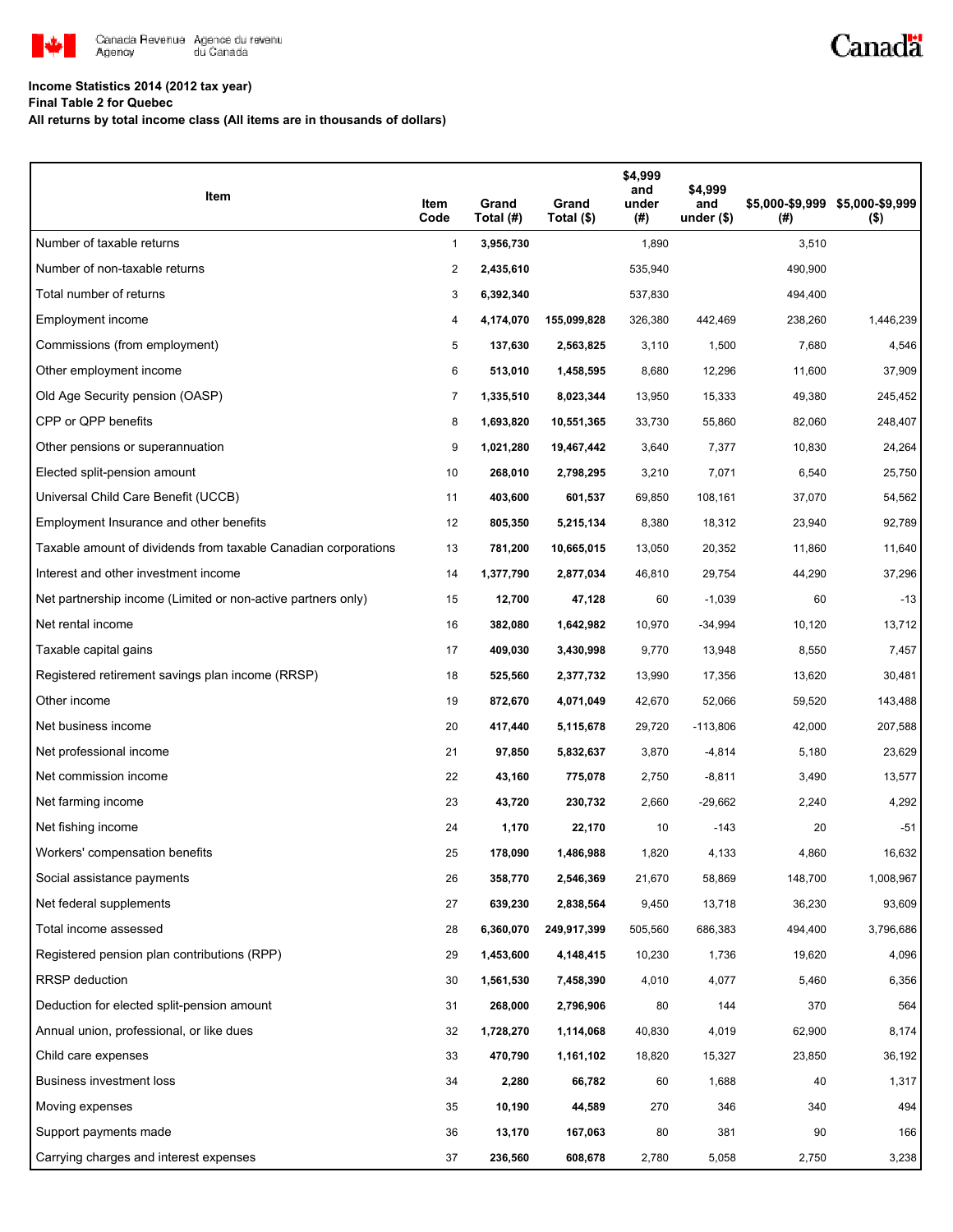**Income Statistics 2014 (2012 tax year)**
**Final Table 2 for Quebec**
**All returns by total income class (All items are in thousands of dollars)**

| Item | Item Code | Grand Total (#) | Grand Total ($) | $4,999 and under (#) | $4,999 and under ($) | $5,000-$9,999 (#) | $5,000-$9,999 ($) |
|---|---|---|---|---|---|---|---|
| Number of taxable returns | 1 | **3,956,730** | | 1,890 | | 3,510 | |
| Number of non-taxable returns | 2 | **2,435,610** | | 535,940 | | 490,900 | |
| Total number of returns | 3 | **6,392,340** | | 537,830 | | 494,400 | |
| Employment income | 4 | **4,174,070** | **155,099,828** | 326,380 | 442,469 | 238,260 | 1,446,239 |
| Commissions (from employment) | 5 | **137,630** | **2,563,825** | 3,110 | 1,500 | 7,680 | 4,546 |
| Other employment income | 6 | **513,010** | **1,458,595** | 8,680 | 12,296 | 11,600 | 37,909 |
| Old Age Security pension (OASP) | 7 | **1,335,510** | **8,023,344** | 13,950 | 15,333 | 49,380 | 245,452 |
| CPP or QPP benefits | 8 | **1,693,820** | **10,551,365** | 33,730 | 55,860 | 82,060 | 248,407 |
| Other pensions or superannuation | 9 | **1,021,280** | **19,467,442** | 3,640 | 7,377 | 10,830 | 24,264 |
| Elected split-pension amount | 10 | **268,010** | **2,798,295** | 3,210 | 7,071 | 6,540 | 25,750 |
| Universal Child Care Benefit (UCCB) | 11 | **403,600** | **601,537** | 69,850 | 108,161 | 37,070 | 54,562 |
| Employment Insurance and other benefits | 12 | **805,350** | **5,215,134** | 8,380 | 18,312 | 23,940 | 92,789 |
| Taxable amount of dividends from taxable Canadian corporations | 13 | **781,200** | **10,665,015** | 13,050 | 20,352 | 11,860 | 11,640 |
| Interest and other investment income | 14 | **1,377,790** | **2,877,034** | 46,810 | 29,754 | 44,290 | 37,296 |
| Net partnership income (Limited or non-active partners only) | 15 | **12,700** | **47,128** | 60 | -1,039 | 60 | -13 |
| Net rental income | 16 | **382,080** | **1,642,982** | 10,970 | -34,994 | 10,120 | 13,712 |
| Taxable capital gains | 17 | **409,030** | **3,430,998** | 9,770 | 13,948 | 8,550 | 7,457 |
| Registered retirement savings plan income (RRSP) | 18 | **525,560** | **2,377,732** | 13,990 | 17,356 | 13,620 | 30,481 |
| Other income | 19 | **872,670** | **4,071,049** | 42,670 | 52,066 | 59,520 | 143,488 |
| Net business income | 20 | **417,440** | **5,115,678** | 29,720 | -113,806 | 42,000 | 207,588 |
| Net professional income | 21 | **97,850** | **5,832,637** | 3,870 | -4,814 | 5,180 | 23,629 |
| Net commission income | 22 | **43,160** | **775,078** | 2,750 | -8,811 | 3,490 | 13,577 |
| Net farming income | 23 | **43,720** | **230,732** | 2,660 | -29,662 | 2,240 | 4,292 |
| Net fishing income | 24 | **1,170** | **22,170** | 10 | -143 | 20 | -51 |
| Workers' compensation benefits | 25 | **178,090** | **1,486,988** | 1,820 | 4,133 | 4,860 | 16,632 |
| Social assistance payments | 26 | **358,770** | **2,546,369** | 21,670 | 58,869 | 148,700 | 1,008,967 |
| Net federal supplements | 27 | **639,230** | **2,838,564** | 9,450 | 13,718 | 36,230 | 93,609 |
| Total income assessed | 28 | **6,360,070** | **249,917,399** | 505,560 | 686,383 | 494,400 | 3,796,686 |
| Registered pension plan contributions (RPP) | 29 | **1,453,600** | **4,148,415** | 10,230 | 1,736 | 19,620 | 4,096 |
| RRSP deduction | 30 | **1,561,530** | **7,458,390** | 4,010 | 4,077 | 5,460 | 6,356 |
| Deduction for elected split-pension amount | 31 | **268,000** | **2,796,906** | 80 | 144 | 370 | 564 |
| Annual union, professional, or like dues | 32 | **1,728,270** | **1,114,068** | 40,830 | 4,019 | 62,900 | 8,174 |
| Child care expenses | 33 | **470,790** | **1,161,102** | 18,820 | 15,327 | 23,850 | 36,192 |
| Business investment loss | 34 | **2,280** | **66,782** | 60 | 1,688 | 40 | 1,317 |
| Moving expenses | 35 | **10,190** | **44,589** | 270 | 346 | 340 | 494 |
| Support payments made | 36 | **13,170** | **167,063** | 80 | 381 | 90 | 166 |
| Carrying charges and interest expenses | 37 | **236,560** | **608,678** | 2,780 | 5,058 | 2,750 | 3,238 |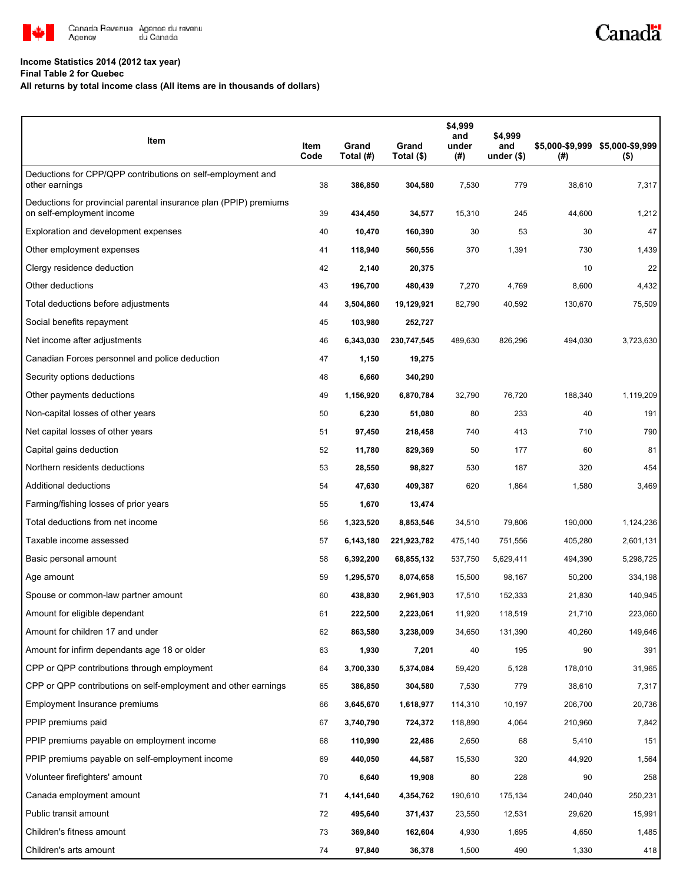**Income Statistics 2014 (2012 tax year)**

**Final Table 2 for Quebec**

**All returns by total income class (All items are in thousands of dollars)**

| Item | Item Code | Grand Total (#) | Grand Total ($) | $4,999 and under (#) | $4,999 and under ($) | $5,000-$9,999 (#) | $5,000-$9,999 ($) |
|---|---|---|---|---|---|---|---|
| Deductions for CPP/QPP contributions on self-employment and other earnings | 38 | **386,850** | **304,580** | 7,530 | 779 | 38,610 | 7,317 |
| Deductions for provincial parental insurance plan (PPIP) premiums on self-employment income | 39 | **434,450** | **34,577** | 15,310 | 245 | 44,600 | 1,212 |
| Exploration and development expenses | 40 | **10,470** | **160,390** | 30 | 53 | 30 | 47 |
| Other employment expenses | 41 | **118,940** | **560,556** | 370 | 1,391 | 730 | 1,439 |
| Clergy residence deduction | 42 | **2,140** | **20,375** | | | 10 | 22 |
| Other deductions | 43 | **196,700** | **480,439** | 7,270 | 4,769 | 8,600 | 4,432 |
| Total deductions before adjustments | 44 | **3,504,860** | **19,129,921** | 82,790 | 40,592 | 130,670 | 75,509 |
| Social benefits repayment | 45 | **103,980** | **252,727** | | | | |
| Net income after adjustments | 46 | **6,343,030** | **230,747,545** | 489,630 | 826,296 | 494,030 | 3,723,630 |
| Canadian Forces personnel and police deduction | 47 | **1,150** | **19,275** | | | | |
| Security options deductions | 48 | **6,660** | **340,290** | | | | |
| Other payments deductions | 49 | **1,156,920** | **6,870,784** | 32,790 | 76,720 | 188,340 | 1,119,209 |
| Non-capital losses of other years | 50 | **6,230** | **51,080** | 80 | 233 | 40 | 191 |
| Net capital losses of other years | 51 | **97,450** | **218,458** | 740 | 413 | 710 | 790 |
| Capital gains deduction | 52 | **11,780** | **829,369** | 50 | 177 | 60 | 81 |
| Northern residents deductions | 53 | **28,550** | **98,827** | 530 | 187 | 320 | 454 |
| Additional deductions | 54 | **47,630** | **409,387** | 620 | 1,864 | 1,580 | 3,469 |
| Farming/fishing losses of prior years | 55 | **1,670** | **13,474** | | | | |
| Total deductions from net income | 56 | **1,323,520** | **8,853,546** | 34,510 | 79,806 | 190,000 | 1,124,236 |
| Taxable income assessed | 57 | **6,143,180** | **221,923,782** | 475,140 | 751,556 | 405,280 | 2,601,131 |
| Basic personal amount | 58 | **6,392,200** | **68,855,132** | 537,750 | 5,629,411 | 494,390 | 5,298,725 |
| Age amount | 59 | **1,295,570** | **8,074,658** | 15,500 | 98,167 | 50,200 | 334,198 |
| Spouse or common-law partner amount | 60 | **438,830** | **2,961,903** | 17,510 | 152,333 | 21,830 | 140,945 |
| Amount for eligible dependant | 61 | **222,500** | **2,223,061** | 11,920 | 118,519 | 21,710 | 223,060 |
| Amount for children 17 and under | 62 | **863,580** | **3,238,009** | 34,650 | 131,390 | 40,260 | 149,646 |
| Amount for infirm dependants age 18 or older | 63 | **1,930** | **7,201** | 40 | 195 | 90 | 391 |
| CPP or QPP contributions through employment | 64 | **3,700,330** | **5,374,084** | 59,420 | 5,128 | 178,010 | 31,965 |
| CPP or QPP contributions on self-employment and other earnings | 65 | **386,850** | **304,580** | 7,530 | 779 | 38,610 | 7,317 |
| Employment Insurance premiums | 66 | **3,645,670** | **1,618,977** | 114,310 | 10,197 | 206,700 | 20,736 |
| PPIP premiums paid | 67 | **3,740,790** | **724,372** | 118,890 | 4,064 | 210,960 | 7,842 |
| PPIP premiums payable on employment income | 68 | **110,990** | **22,486** | 2,650 | 68 | 5,410 | 151 |
| PPIP premiums payable on self-employment income | 69 | **440,050** | **44,587** | 15,530 | 320 | 44,920 | 1,564 |
| Volunteer firefighters' amount | 70 | **6,640** | **19,908** | 80 | 228 | 90 | 258 |
| Canada employment amount | 71 | **4,141,640** | **4,354,762** | 190,610 | 175,134 | 240,040 | 250,231 |
| Public transit amount | 72 | **495,640** | **371,437** | 23,550 | 12,531 | 29,620 | 15,991 |
| Children's fitness amount | 73 | **369,840** | **162,604** | 4,930 | 1,695 | 4,650 | 1,485 |
| Children's arts amount | 74 | **97,840** | **36,378** | 1,500 | 490 | 1,330 | 418 |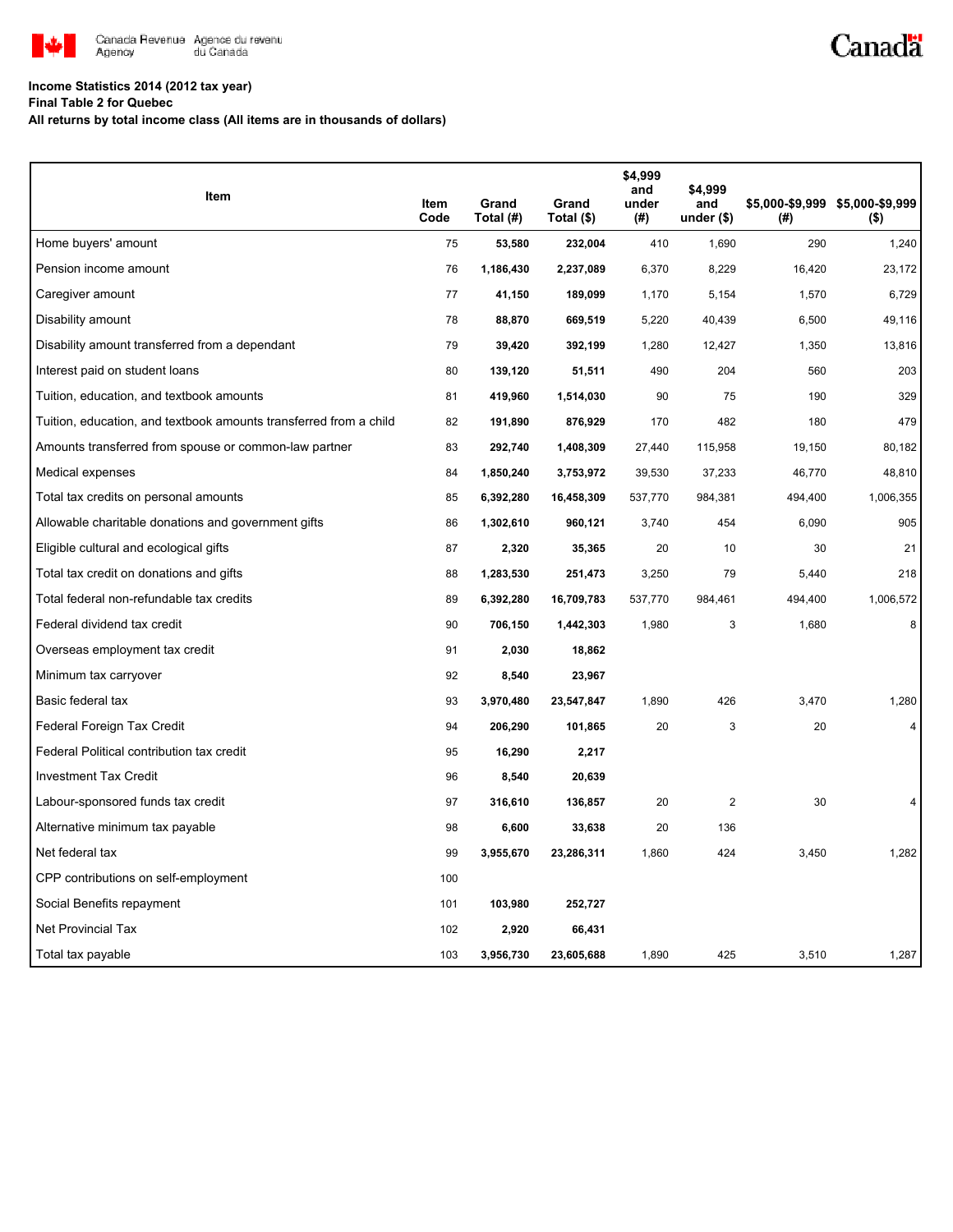**Income Statistics 2014 (2012 tax year)**

**Final Table 2 for Quebec**

**All returns by total income class (All items are in thousands of dollars)**

| Item | Item Code | Grand Total (#) | Grand Total ($) | $4,999 and under (#) | $4,999 and under ($) | $5,000-$9,999 (#) | $5,000-$9,999 ($) |
|---|---|---|---|---|---|---|---|
| Home buyers' amount | 75 | 53,580 | 232,004 | 410 | 1,690 | 290 | 1,240 |
| Pension income amount | 76 | 1,186,430 | 2,237,089 | 6,370 | 8,229 | 16,420 | 23,172 |
| Caregiver amount | 77 | 41,150 | 189,099 | 1,170 | 5,154 | 1,570 | 6,729 |
| Disability amount | 78 | 88,870 | 669,519 | 5,220 | 40,439 | 6,500 | 49,116 |
| Disability amount transferred from a dependant | 79 | 39,420 | 392,199 | 1,280 | 12,427 | 1,350 | 13,816 |
| Interest paid on student loans | 80 | 139,120 | 51,511 | 490 | 204 | 560 | 203 |
| Tuition, education, and textbook amounts | 81 | 419,960 | 1,514,030 | 90 | 75 | 190 | 329 |
| Tuition, education, and textbook amounts transferred from a child | 82 | 191,890 | 876,929 | 170 | 482 | 180 | 479 |
| Amounts transferred from spouse or common-law partner | 83 | 292,740 | 1,408,309 | 27,440 | 115,958 | 19,150 | 80,182 |
| Medical expenses | 84 | 1,850,240 | 3,753,972 | 39,530 | 37,233 | 46,770 | 48,810 |
| Total tax credits on personal amounts | 85 | 6,392,280 | 16,458,309 | 537,770 | 984,381 | 494,400 | 1,006,355 |
| Allowable charitable donations and government gifts | 86 | 1,302,610 | 960,121 | 3,740 | 454 | 6,090 | 905 |
| Eligible cultural and ecological gifts | 87 | 2,320 | 35,365 | 20 | 10 | 30 | 21 |
| Total tax credit on donations and gifts | 88 | 1,283,530 | 251,473 | 3,250 | 79 | 5,440 | 218 |
| Total federal non-refundable tax credits | 89 | 6,392,280 | 16,709,783 | 537,770 | 984,461 | 494,400 | 1,006,572 |
| Federal dividend tax credit | 90 | 706,150 | 1,442,303 | 1,980 | 3 | 1,680 | 8 |
| Overseas employment tax credit | 91 | 2,030 | 18,862 | | | | |
| Minimum tax carryover | 92 | 8,540 | 23,967 | | | | |
| Basic federal tax | 93 | 3,970,480 | 23,547,847 | 1,890 | 426 | 3,470 | 1,280 |
| Federal Foreign Tax Credit | 94 | 206,290 | 101,865 | 20 | 3 | 20 | 4 |
| Federal Political contribution tax credit | 95 | 16,290 | 2,217 | | | | |
| Investment Tax Credit | 96 | 8,540 | 20,639 | | | | |
| Labour-sponsored funds tax credit | 97 | 316,610 | 136,857 | 20 | 2 | 30 | 4 |
| Alternative minimum tax payable | 98 | 6,600 | 33,638 | 20 | 136 | | |
| Net federal tax | 99 | 3,955,670 | 23,286,311 | 1,860 | 424 | 3,450 | 1,282 |
| CPP contributions on self-employment | 100 | | | | | | |
| Social Benefits repayment | 101 | 103,980 | 252,727 | | | | |
| Net Provincial Tax | 102 | 2,920 | 66,431 | | | | |
| Total tax payable | 103 | 3,956,730 | 23,605,688 | 1,890 | 425 | 3,510 | 1,287 |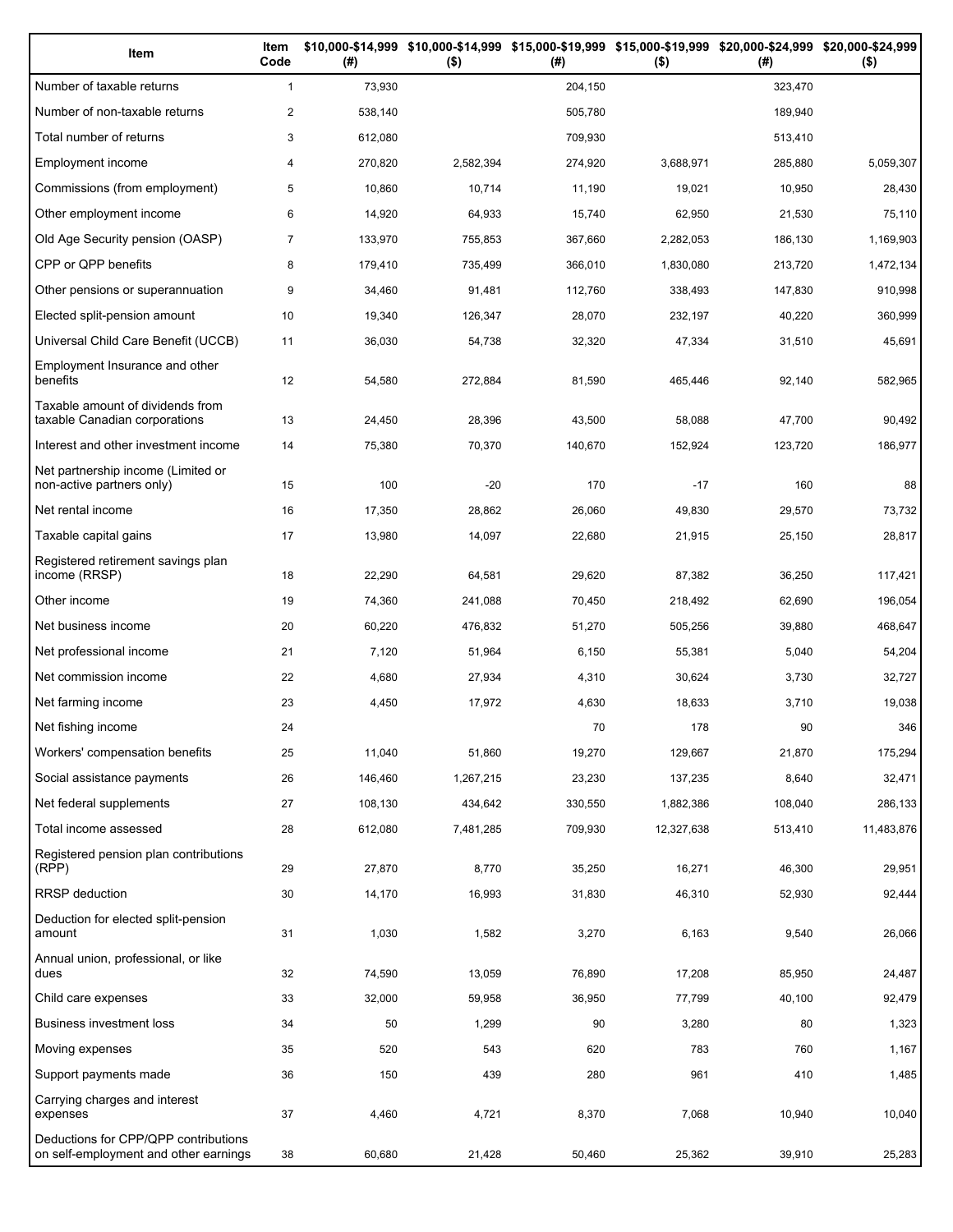| Item | Item Code | $10,000-$14,999 (#) | $10,000-$14,999 ($) | $15,000-$19,999 (#) | $15,000-$19,999 ($) | $20,000-$24,999 (#) | $20,000-$24,999 ($) |
|---|---|---|---|---|---|---|---|
| Number of taxable returns | 1 | 73,930 | | 204,150 | | 323,470 | |
| Number of non-taxable returns | 2 | 538,140 | | 505,780 | | 189,940 | |
| Total number of returns | 3 | 612,080 | | 709,930 | | 513,410 | |
| Employment income | 4 | 270,820 | 2,582,394 | 274,920 | 3,688,971 | 285,880 | 5,059,307 |
| Commissions (from employment) | 5 | 10,860 | 10,714 | 11,190 | 19,021 | 10,950 | 28,430 |
| Other employment income | 6 | 14,920 | 64,933 | 15,740 | 62,950 | 21,530 | 75,110 |
| Old Age Security pension (OASP) | 7 | 133,970 | 755,853 | 367,660 | 2,282,053 | 186,130 | 1,169,903 |
| CPP or QPP benefits | 8 | 179,410 | 735,499 | 366,010 | 1,830,080 | 213,720 | 1,472,134 |
| Other pensions or superannuation | 9 | 34,460 | 91,481 | 112,760 | 338,493 | 147,830 | 910,998 |
| Elected split-pension amount | 10 | 19,340 | 126,347 | 28,070 | 232,197 | 40,220 | 360,999 |
| Universal Child Care Benefit (UCCB) | 11 | 36,030 | 54,738 | 32,320 | 47,334 | 31,510 | 45,691 |
| Employment Insurance and other benefits | 12 | 54,580 | 272,884 | 81,590 | 465,446 | 92,140 | 582,965 |
| Taxable amount of dividends from taxable Canadian corporations | 13 | 24,450 | 28,396 | 43,500 | 58,088 | 47,700 | 90,492 |
| Interest and other investment income | 14 | 75,380 | 70,370 | 140,670 | 152,924 | 123,720 | 186,977 |
| Net partnership income (Limited or non-active partners only) | 15 | 100 | -20 | 170 | -17 | 160 | 88 |
| Net rental income | 16 | 17,350 | 28,862 | 26,060 | 49,830 | 29,570 | 73,732 |
| Taxable capital gains | 17 | 13,980 | 14,097 | 22,680 | 21,915 | 25,150 | 28,817 |
| Registered retirement savings plan income (RRSP) | 18 | 22,290 | 64,581 | 29,620 | 87,382 | 36,250 | 117,421 |
| Other income | 19 | 74,360 | 241,088 | 70,450 | 218,492 | 62,690 | 196,054 |
| Net business income | 20 | 60,220 | 476,832 | 51,270 | 505,256 | 39,880 | 468,647 |
| Net professional income | 21 | 7,120 | 51,964 | 6,150 | 55,381 | 5,040 | 54,204 |
| Net commission income | 22 | 4,680 | 27,934 | 4,310 | 30,624 | 3,730 | 32,727 |
| Net farming income | 23 | 4,450 | 17,972 | 4,630 | 18,633 | 3,710 | 19,038 |
| Net fishing income | 24 | | | 70 | 178 | 90 | 346 |
| Workers' compensation benefits | 25 | 11,040 | 51,860 | 19,270 | 129,667 | 21,870 | 175,294 |
| Social assistance payments | 26 | 146,460 | 1,267,215 | 23,230 | 137,235 | 8,640 | 32,471 |
| Net federal supplements | 27 | 108,130 | 434,642 | 330,550 | 1,882,386 | 108,040 | 286,133 |
| Total income assessed | 28 | 612,080 | 7,481,285 | 709,930 | 12,327,638 | 513,410 | 11,483,876 |
| Registered pension plan contributions (RPP) | 29 | 27,870 | 8,770 | 35,250 | 16,271 | 46,300 | 29,951 |
| RRSP deduction | 30 | 14,170 | 16,993 | 31,830 | 46,310 | 52,930 | 92,444 |
| Deduction for elected split-pension amount | 31 | 1,030 | 1,582 | 3,270 | 6,163 | 9,540 | 26,066 |
| Annual union, professional, or like dues | 32 | 74,590 | 13,059 | 76,890 | 17,208 | 85,950 | 24,487 |
| Child care expenses | 33 | 32,000 | 59,958 | 36,950 | 77,799 | 40,100 | 92,479 |
| Business investment loss | 34 | 50 | 1,299 | 90 | 3,280 | 80 | 1,323 |
| Moving expenses | 35 | 520 | 543 | 620 | 783 | 760 | 1,167 |
| Support payments made | 36 | 150 | 439 | 280 | 961 | 410 | 1,485 |
| Carrying charges and interest expenses | 37 | 4,460 | 4,721 | 8,370 | 7,068 | 10,940 | 10,040 |
| Deductions for CPP/QPP contributions on self-employment and other earnings | 38 | 60,680 | 21,428 | 50,460 | 25,362 | 39,910 | 25,283 |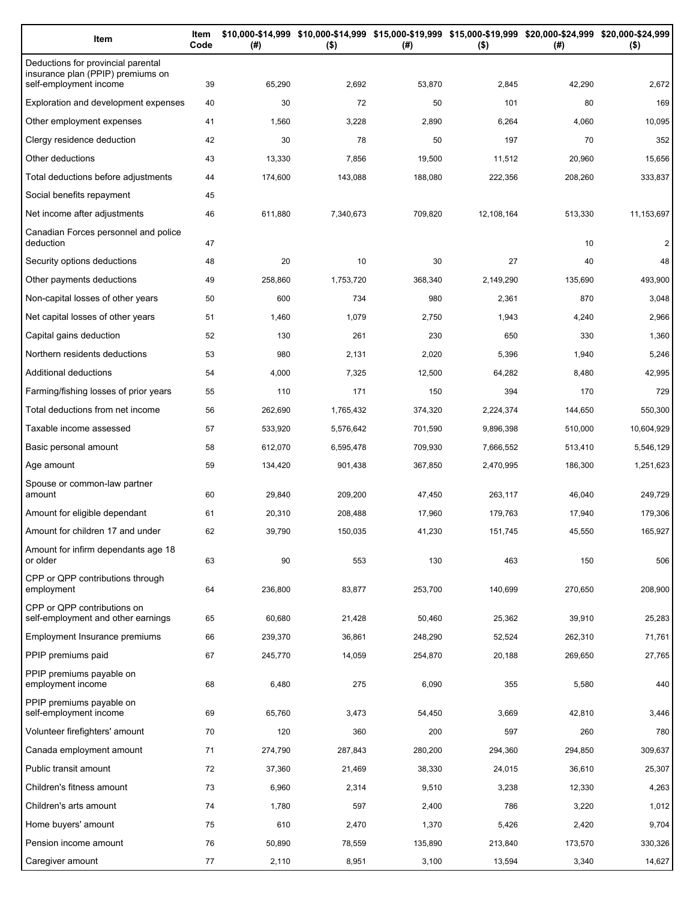| Item | Item Code | $10,000-$14,999 (#) | $10,000-$14,999 ($) | $15,000-$19,999 (#) | $15,000-$19,999 ($) | $20,000-$24,999 (#) | $20,000-$24,999 ($) |
|---|---|---|---|---|---|---|---|
| Deductions for provincial parental insurance plan (PPIP) premiums on self-employment income | 39 | 65,290 | 2,692 | 53,870 | 2,845 | 42,290 | 2,672 |
| Exploration and development expenses | 40 | 30 | 72 | 50 | 101 | 80 | 169 |
| Other employment expenses | 41 | 1,560 | 3,228 | 2,890 | 6,264 | 4,060 | 10,095 |
| Clergy residence deduction | 42 | 30 | 78 | 50 | 197 | 70 | 352 |
| Other deductions | 43 | 13,330 | 7,856 | 19,500 | 11,512 | 20,960 | 15,656 |
| Total deductions before adjustments | 44 | 174,600 | 143,088 | 188,080 | 222,356 | 208,260 | 333,837 |
| Social benefits repayment | 45 | | | | | | |
| Net income after adjustments | 46 | 611,880 | 7,340,673 | 709,820 | 12,108,164 | 513,330 | 11,153,697 |
| Canadian Forces personnel and police deduction | 47 | | | | | 10 | 2 |
| Security options deductions | 48 | 20 | 10 | 30 | 27 | 40 | 48 |
| Other payments deductions | 49 | 258,860 | 1,753,720 | 368,340 | 2,149,290 | 135,690 | 493,900 |
| Non-capital losses of other years | 50 | 600 | 734 | 980 | 2,361 | 870 | 3,048 |
| Net capital losses of other years | 51 | 1,460 | 1,079 | 2,750 | 1,943 | 4,240 | 2,966 |
| Capital gains deduction | 52 | 130 | 261 | 230 | 650 | 330 | 1,360 |
| Northern residents deductions | 53 | 980 | 2,131 | 2,020 | 5,396 | 1,940 | 5,246 |
| Additional deductions | 54 | 4,000 | 7,325 | 12,500 | 64,282 | 8,480 | 42,995 |
| Farming/fishing losses of prior years | 55 | 110 | 171 | 150 | 394 | 170 | 729 |
| Total deductions from net income | 56 | 262,690 | 1,765,432 | 374,320 | 2,224,374 | 144,650 | 550,300 |
| Taxable income assessed | 57 | 533,920 | 5,576,642 | 701,590 | 9,896,398 | 510,000 | 10,604,929 |
| Basic personal amount | 58 | 612,070 | 6,595,478 | 709,930 | 7,666,552 | 513,410 | 5,546,129 |
| Age amount | 59 | 134,420 | 901,438 | 367,850 | 2,470,995 | 186,300 | 1,251,623 |
| Spouse or common-law partner amount | 60 | 29,840 | 209,200 | 47,450 | 263,117 | 46,040 | 249,729 |
| Amount for eligible dependant | 61 | 20,310 | 208,488 | 17,960 | 179,763 | 17,940 | 179,306 |
| Amount for children 17 and under | 62 | 39,790 | 150,035 | 41,230 | 151,745 | 45,550 | 165,927 |
| Amount for infirm dependants age 18 or older | 63 | 90 | 553 | 130 | 463 | 150 | 506 |
| CPP or QPP contributions through employment | 64 | 236,800 | 83,877 | 253,700 | 140,699 | 270,650 | 208,900 |
| CPP or QPP contributions on self-employment and other earnings | 65 | 60,680 | 21,428 | 50,460 | 25,362 | 39,910 | 25,283 |
| Employment Insurance premiums | 66 | 239,370 | 36,861 | 248,290 | 52,524 | 262,310 | 71,761 |
| PPIP premiums paid | 67 | 245,770 | 14,059 | 254,870 | 20,188 | 269,650 | 27,765 |
| PPIP premiums payable on employment income | 68 | 6,480 | 275 | 6,090 | 355 | 5,580 | 440 |
| PPIP premiums payable on self-employment income | 69 | 65,760 | 3,473 | 54,450 | 3,669 | 42,810 | 3,446 |
| Volunteer firefighters' amount | 70 | 120 | 360 | 200 | 597 | 260 | 780 |
| Canada employment amount | 71 | 274,790 | 287,843 | 280,200 | 294,360 | 294,850 | 309,637 |
| Public transit amount | 72 | 37,360 | 21,469 | 38,330 | 24,015 | 36,610 | 25,307 |
| Children's fitness amount | 73 | 6,960 | 2,314 | 9,510 | 3,238 | 12,330 | 4,263 |
| Children's arts amount | 74 | 1,780 | 597 | 2,400 | 786 | 3,220 | 1,012 |
| Home buyers' amount | 75 | 610 | 2,470 | 1,370 | 5,426 | 2,420 | 9,704 |
| Pension income amount | 76 | 50,890 | 78,559 | 135,890 | 213,840 | 173,570 | 330,326 |
| Caregiver amount | 77 | 2,110 | 8,951 | 3,100 | 13,594 | 3,340 | 14,627 |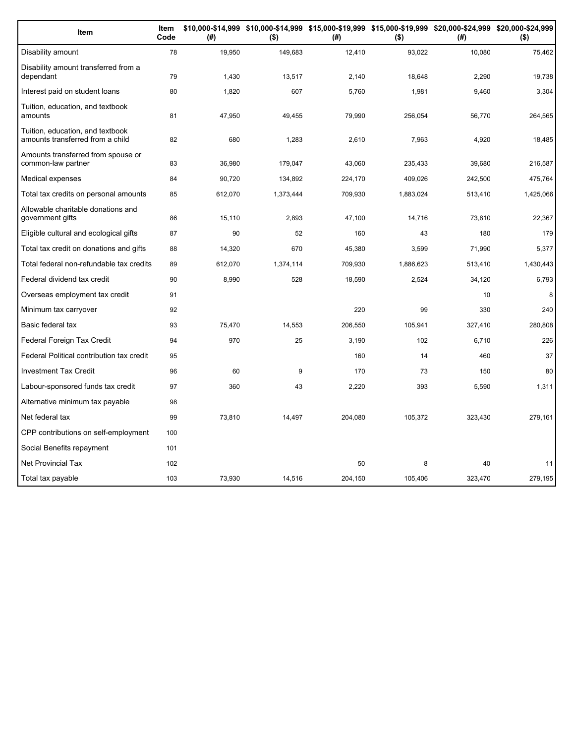| Item | Item Code | $10,000-$14,999 (#) | $10,000-$14,999 ($) | $15,000-$19,999 (#) | $15,000-$19,999 ($) | $20,000-$24,999 (#) | $20,000-$24,999 ($) |
|---|---|---|---|---|---|---|---|
| Disability amount | 78 | 19,950 | 149,683 | 12,410 | 93,022 | 10,080 | 75,462 |
| Disability amount transferred from a dependant | 79 | 1,430 | 13,517 | 2,140 | 18,648 | 2,290 | 19,738 |
| Interest paid on student loans | 80 | 1,820 | 607 | 5,760 | 1,981 | 9,460 | 3,304 |
| Tuition, education, and textbook amounts | 81 | 47,950 | 49,455 | 79,990 | 256,054 | 56,770 | 264,565 |
| Tuition, education, and textbook amounts transferred from a child | 82 | 680 | 1,283 | 2,610 | 7,963 | 4,920 | 18,485 |
| Amounts transferred from spouse or common-law partner | 83 | 36,980 | 179,047 | 43,060 | 235,433 | 39,680 | 216,587 |
| Medical expenses | 84 | 90,720 | 134,892 | 224,170 | 409,026 | 242,500 | 475,764 |
| Total tax credits on personal amounts | 85 | 612,070 | 1,373,444 | 709,930 | 1,883,024 | 513,410 | 1,425,066 |
| Allowable charitable donations and government gifts | 86 | 15,110 | 2,893 | 47,100 | 14,716 | 73,810 | 22,367 |
| Eligible cultural and ecological gifts | 87 | 90 | 52 | 160 | 43 | 180 | 179 |
| Total tax credit on donations and gifts | 88 | 14,320 | 670 | 45,380 | 3,599 | 71,990 | 5,377 |
| Total federal non-refundable tax credits | 89 | 612,070 | 1,374,114 | 709,930 | 1,886,623 | 513,410 | 1,430,443 |
| Federal dividend tax credit | 90 | 8,990 | 528 | 18,590 | 2,524 | 34,120 | 6,793 |
| Overseas employment tax credit | 91 | | | | | 10 | 8 |
| Minimum tax carryover | 92 | | | 220 | 99 | 330 | 240 |
| Basic federal tax | 93 | 75,470 | 14,553 | 206,550 | 105,941 | 327,410 | 280,808 |
| Federal Foreign Tax Credit | 94 | 970 | 25 | 3,190 | 102 | 6,710 | 226 |
| Federal Political contribution tax credit | 95 | | | 160 | 14 | 460 | 37 |
| Investment Tax Credit | 96 | 60 | 9 | 170 | 73 | 150 | 80 |
| Labour-sponsored funds tax credit | 97 | 360 | 43 | 2,220 | 393 | 5,590 | 1,311 |
| Alternative minimum tax payable | 98 | | | | | | |
| Net federal tax | 99 | 73,810 | 14,497 | 204,080 | 105,372 | 323,430 | 279,161 |
| CPP contributions on self-employment | 100 | | | | | | |
| Social Benefits repayment | 101 | | | | | | |
| Net Provincial Tax | 102 | | | 50 | 8 | 40 | 11 |
| Total tax payable | 103 | 73,930 | 14,516 | 204,150 | 105,406 | 323,470 | 279,195 |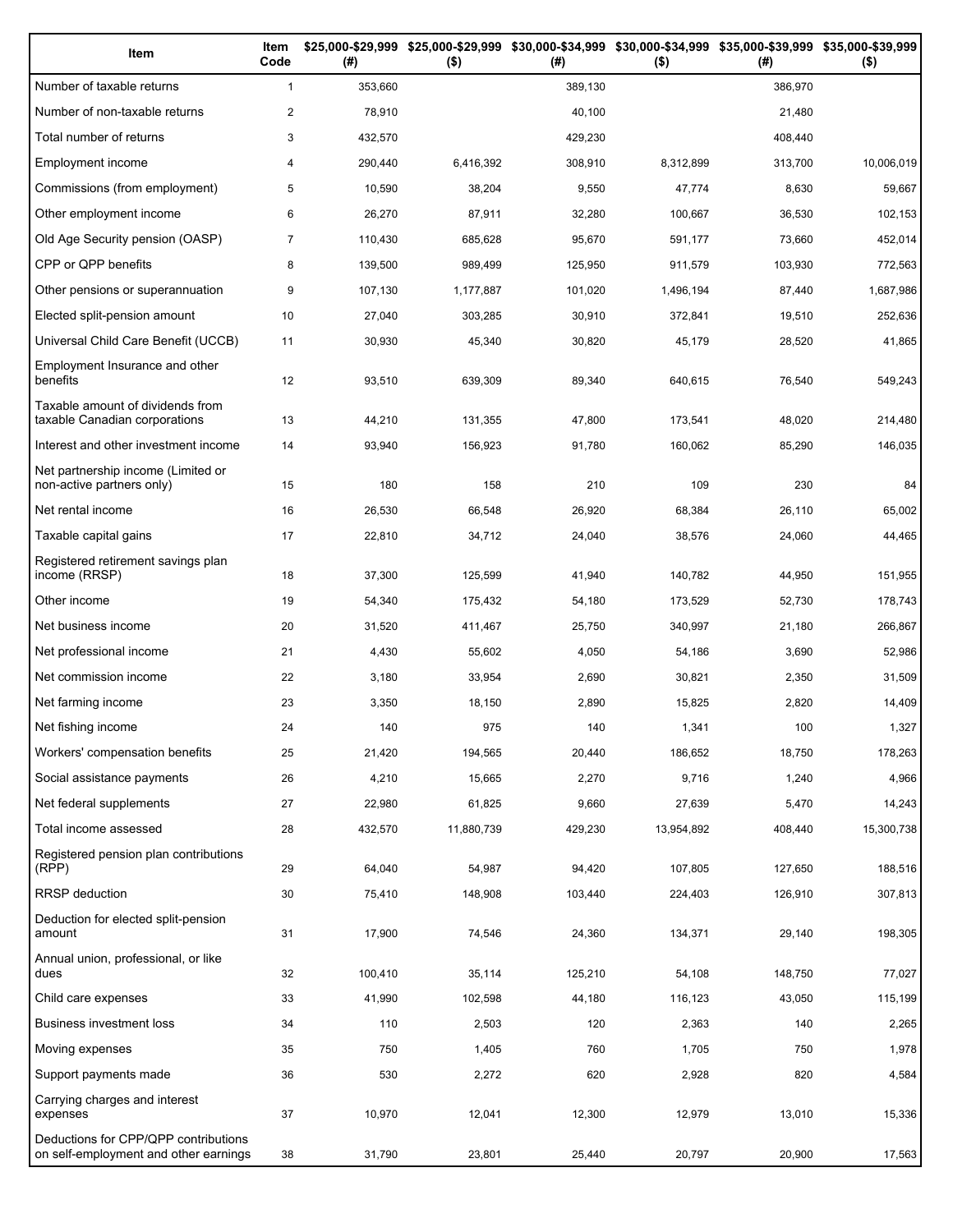| Item | Item Code | $25,000-$29,999 (#) | $25,000-$29,999 ($) | $30,000-$34,999 (#) | $30,000-$34,999 ($) | $35,000-$39,999 (#) | $35,000-$39,999 ($) |
|---|---|---|---|---|---|---|---|
| Number of taxable returns | 1 | 353,660 | | 389,130 | | 386,970 | |
| Number of non-taxable returns | 2 | 78,910 | | 40,100 | | 21,480 | |
| Total number of returns | 3 | 432,570 | | 429,230 | | 408,440 | |
| Employment income | 4 | 290,440 | 6,416,392 | 308,910 | 8,312,899 | 313,700 | 10,006,019 |
| Commissions (from employment) | 5 | 10,590 | 38,204 | 9,550 | 47,774 | 8,630 | 59,667 |
| Other employment income | 6 | 26,270 | 87,911 | 32,280 | 100,667 | 36,530 | 102,153 |
| Old Age Security pension (OASP) | 7 | 110,430 | 685,628 | 95,670 | 591,177 | 73,660 | 452,014 |
| CPP or QPP benefits | 8 | 139,500 | 989,499 | 125,950 | 911,579 | 103,930 | 772,563 |
| Other pensions or superannuation | 9 | 107,130 | 1,177,887 | 101,020 | 1,496,194 | 87,440 | 1,687,986 |
| Elected split-pension amount | 10 | 27,040 | 303,285 | 30,910 | 372,841 | 19,510 | 252,636 |
| Universal Child Care Benefit (UCCB) | 11 | 30,930 | 45,340 | 30,820 | 45,179 | 28,520 | 41,865 |
| Employment Insurance and other benefits | 12 | 93,510 | 639,309 | 89,340 | 640,615 | 76,540 | 549,243 |
| Taxable amount of dividends from taxable Canadian corporations | 13 | 44,210 | 131,355 | 47,800 | 173,541 | 48,020 | 214,480 |
| Interest and other investment income | 14 | 93,940 | 156,923 | 91,780 | 160,062 | 85,290 | 146,035 |
| Net partnership income (Limited or non-active partners only) | 15 | 180 | 158 | 210 | 109 | 230 | 84 |
| Net rental income | 16 | 26,530 | 66,548 | 26,920 | 68,384 | 26,110 | 65,002 |
| Taxable capital gains | 17 | 22,810 | 34,712 | 24,040 | 38,576 | 24,060 | 44,465 |
| Registered retirement savings plan income (RRSP) | 18 | 37,300 | 125,599 | 41,940 | 140,782 | 44,950 | 151,955 |
| Other income | 19 | 54,340 | 175,432 | 54,180 | 173,529 | 52,730 | 178,743 |
| Net business income | 20 | 31,520 | 411,467 | 25,750 | 340,997 | 21,180 | 266,867 |
| Net professional income | 21 | 4,430 | 55,602 | 4,050 | 54,186 | 3,690 | 52,986 |
| Net commission income | 22 | 3,180 | 33,954 | 2,690 | 30,821 | 2,350 | 31,509 |
| Net farming income | 23 | 3,350 | 18,150 | 2,890 | 15,825 | 2,820 | 14,409 |
| Net fishing income | 24 | 140 | 975 | 140 | 1,341 | 100 | 1,327 |
| Workers' compensation benefits | 25 | 21,420 | 194,565 | 20,440 | 186,652 | 18,750 | 178,263 |
| Social assistance payments | 26 | 4,210 | 15,665 | 2,270 | 9,716 | 1,240 | 4,966 |
| Net federal supplements | 27 | 22,980 | 61,825 | 9,660 | 27,639 | 5,470 | 14,243 |
| Total income assessed | 28 | 432,570 | 11,880,739 | 429,230 | 13,954,892 | 408,440 | 15,300,738 |
| Registered pension plan contributions (RPP) | 29 | 64,040 | 54,987 | 94,420 | 107,805 | 127,650 | 188,516 |
| RRSP deduction | 30 | 75,410 | 148,908 | 103,440 | 224,403 | 126,910 | 307,813 |
| Deduction for elected split-pension amount | 31 | 17,900 | 74,546 | 24,360 | 134,371 | 29,140 | 198,305 |
| Annual union, professional, or like dues | 32 | 100,410 | 35,114 | 125,210 | 54,108 | 148,750 | 77,027 |
| Child care expenses | 33 | 41,990 | 102,598 | 44,180 | 116,123 | 43,050 | 115,199 |
| Business investment loss | 34 | 110 | 2,503 | 120 | 2,363 | 140 | 2,265 |
| Moving expenses | 35 | 750 | 1,405 | 760 | 1,705 | 750 | 1,978 |
| Support payments made | 36 | 530 | 2,272 | 620 | 2,928 | 820 | 4,584 |
| Carrying charges and interest expenses | 37 | 10,970 | 12,041 | 12,300 | 12,979 | 13,010 | 15,336 |
| Deductions for CPP/QPP contributions on self-employment and other earnings | 38 | 31,790 | 23,801 | 25,440 | 20,797 | 20,900 | 17,563 |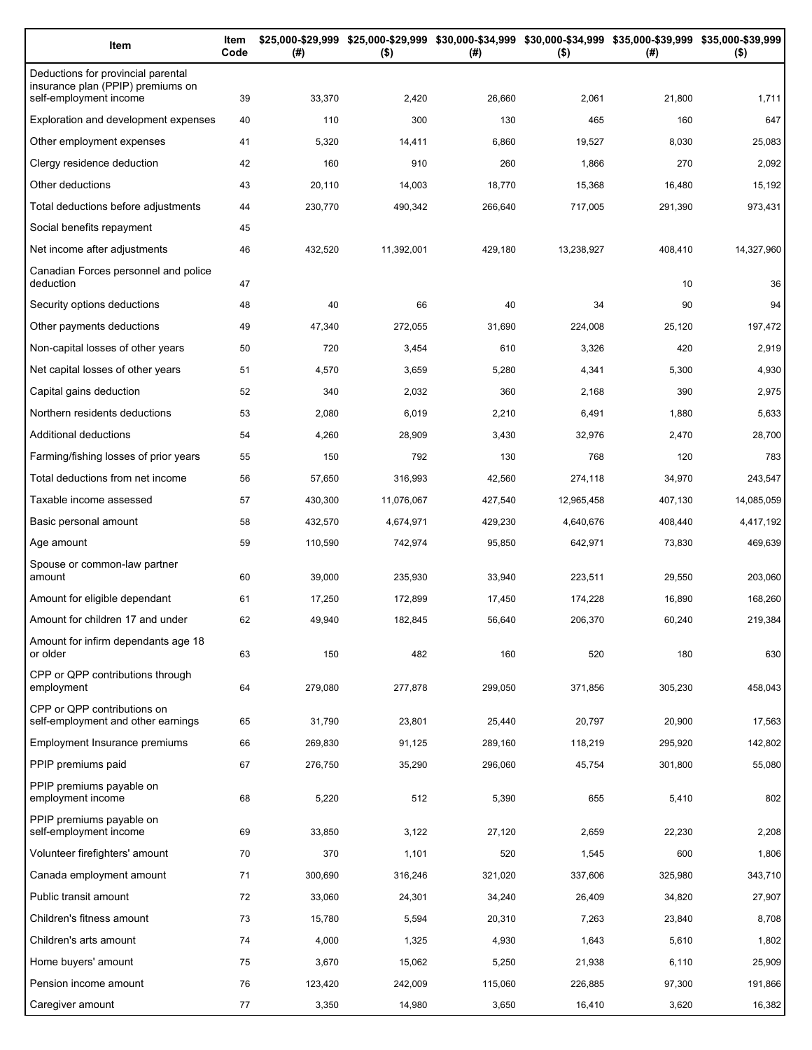| Item | Item Code | $25,000-$29,999 (#) | $25,000-$29,999 ($) | $30,000-$34,999 (#) | $30,000-$34,999 ($) | $35,000-$39,999 (#) | $35,000-$39,999 ($) |
|---|---|---|---|---|---|---|---|
| Deductions for provincial parental insurance plan (PPIP) premiums on self-employment income | 39 | 33,370 | 2,420 | 26,660 | 2,061 | 21,800 | 1,711 |
| Exploration and development expenses | 40 | 110 | 300 | 130 | 465 | 160 | 647 |
| Other employment expenses | 41 | 5,320 | 14,411 | 6,860 | 19,527 | 8,030 | 25,083 |
| Clergy residence deduction | 42 | 160 | 910 | 260 | 1,866 | 270 | 2,092 |
| Other deductions | 43 | 20,110 | 14,003 | 18,770 | 15,368 | 16,480 | 15,192 |
| Total deductions before adjustments | 44 | 230,770 | 490,342 | 266,640 | 717,005 | 291,390 | 973,431 |
| Social benefits repayment | 45 | | | | | | |
| Net income after adjustments | 46 | 432,520 | 11,392,001 | 429,180 | 13,238,927 | 408,410 | 14,327,960 |
| Canadian Forces personnel and police deduction | 47 | | | | | 10 | 36 |
| Security options deductions | 48 | 40 | 66 | 40 | 34 | 90 | 94 |
| Other payments deductions | 49 | 47,340 | 272,055 | 31,690 | 224,008 | 25,120 | 197,472 |
| Non-capital losses of other years | 50 | 720 | 3,454 | 610 | 3,326 | 420 | 2,919 |
| Net capital losses of other years | 51 | 4,570 | 3,659 | 5,280 | 4,341 | 5,300 | 4,930 |
| Capital gains deduction | 52 | 340 | 2,032 | 360 | 2,168 | 390 | 2,975 |
| Northern residents deductions | 53 | 2,080 | 6,019 | 2,210 | 6,491 | 1,880 | 5,633 |
| Additional deductions | 54 | 4,260 | 28,909 | 3,430 | 32,976 | 2,470 | 28,700 |
| Farming/fishing losses of prior years | 55 | 150 | 792 | 130 | 768 | 120 | 783 |
| Total deductions from net income | 56 | 57,650 | 316,993 | 42,560 | 274,118 | 34,970 | 243,547 |
| Taxable income assessed | 57 | 430,300 | 11,076,067 | 427,540 | 12,965,458 | 407,130 | 14,085,059 |
| Basic personal amount | 58 | 432,570 | 4,674,971 | 429,230 | 4,640,676 | 408,440 | 4,417,192 |
| Age amount | 59 | 110,590 | 742,974 | 95,850 | 642,971 | 73,830 | 469,639 |
| Spouse or common-law partner amount | 60 | 39,000 | 235,930 | 33,940 | 223,511 | 29,550 | 203,060 |
| Amount for eligible dependant | 61 | 17,250 | 172,899 | 17,450 | 174,228 | 16,890 | 168,260 |
| Amount for children 17 and under | 62 | 49,940 | 182,845 | 56,640 | 206,370 | 60,240 | 219,384 |
| Amount for infirm dependants age 18 or older | 63 | 150 | 482 | 160 | 520 | 180 | 630 |
| CPP or QPP contributions through employment | 64 | 279,080 | 277,878 | 299,050 | 371,856 | 305,230 | 458,043 |
| CPP or QPP contributions on self-employment and other earnings | 65 | 31,790 | 23,801 | 25,440 | 20,797 | 20,900 | 17,563 |
| Employment Insurance premiums | 66 | 269,830 | 91,125 | 289,160 | 118,219 | 295,920 | 142,802 |
| PPIP premiums paid | 67 | 276,750 | 35,290 | 296,060 | 45,754 | 301,800 | 55,080 |
| PPIP premiums payable on employment income | 68 | 5,220 | 512 | 5,390 | 655 | 5,410 | 802 |
| PPIP premiums payable on self-employment income | 69 | 33,850 | 3,122 | 27,120 | 2,659 | 22,230 | 2,208 |
| Volunteer firefighters' amount | 70 | 370 | 1,101 | 520 | 1,545 | 600 | 1,806 |
| Canada employment amount | 71 | 300,690 | 316,246 | 321,020 | 337,606 | 325,980 | 343,710 |
| Public transit amount | 72 | 33,060 | 24,301 | 34,240 | 26,409 | 34,820 | 27,907 |
| Children's fitness amount | 73 | 15,780 | 5,594 | 20,310 | 7,263 | 23,840 | 8,708 |
| Children's arts amount | 74 | 4,000 | 1,325 | 4,930 | 1,643 | 5,610 | 1,802 |
| Home buyers' amount | 75 | 3,670 | 15,062 | 5,250 | 21,938 | 6,110 | 25,909 |
| Pension income amount | 76 | 123,420 | 242,009 | 115,060 | 226,885 | 97,300 | 191,866 |
| Caregiver amount | 77 | 3,350 | 14,980 | 3,650 | 16,410 | 3,620 | 16,382 |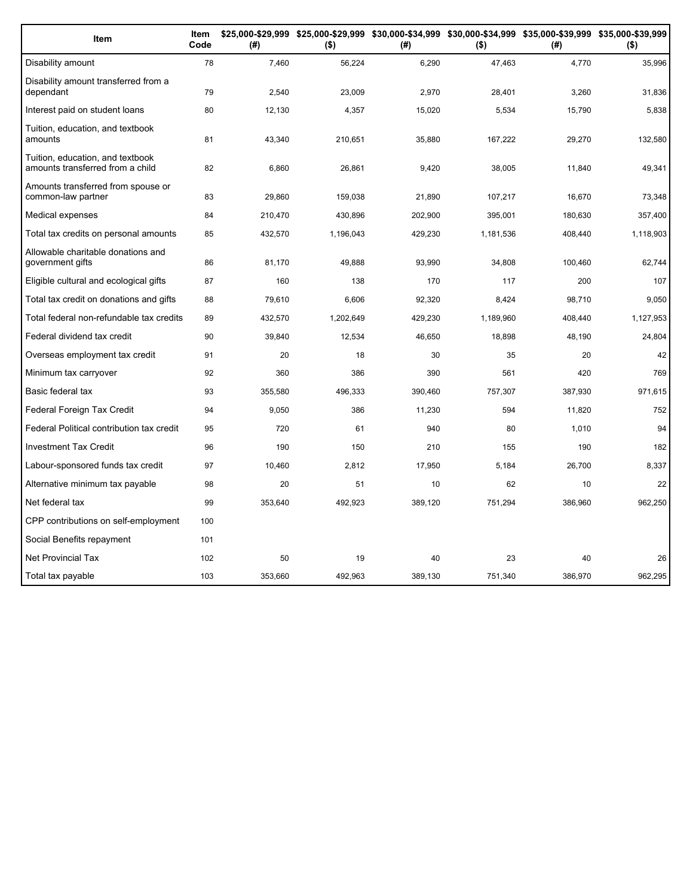| Item | Item Code | $25,000-$29,999 (#) | $25,000-$29,999 ($) | $30,000-$34,999 (#) | $30,000-$34,999 ($) | $35,000-$39,999 (#) | $35,000-$39,999 ($) |
|---|---|---|---|---|---|---|---|
| Disability amount | 78 | 7,460 | 56,224 | 6,290 | 47,463 | 4,770 | 35,996 |
| Disability amount transferred from a dependant | 79 | 2,540 | 23,009 | 2,970 | 28,401 | 3,260 | 31,836 |
| Interest paid on student loans | 80 | 12,130 | 4,357 | 15,020 | 5,534 | 15,790 | 5,838 |
| Tuition, education, and textbook amounts | 81 | 43,340 | 210,651 | 35,880 | 167,222 | 29,270 | 132,580 |
| Tuition, education, and textbook amounts transferred from a child | 82 | 6,860 | 26,861 | 9,420 | 38,005 | 11,840 | 49,341 |
| Amounts transferred from spouse or common-law partner | 83 | 29,860 | 159,038 | 21,890 | 107,217 | 16,670 | 73,348 |
| Medical expenses | 84 | 210,470 | 430,896 | 202,900 | 395,001 | 180,630 | 357,400 |
| Total tax credits on personal amounts | 85 | 432,570 | 1,196,043 | 429,230 | 1,181,536 | 408,440 | 1,118,903 |
| Allowable charitable donations and government gifts | 86 | 81,170 | 49,888 | 93,990 | 34,808 | 100,460 | 62,744 |
| Eligible cultural and ecological gifts | 87 | 160 | 138 | 170 | 117 | 200 | 107 |
| Total tax credit on donations and gifts | 88 | 79,610 | 6,606 | 92,320 | 8,424 | 98,710 | 9,050 |
| Total federal non-refundable tax credits | 89 | 432,570 | 1,202,649 | 429,230 | 1,189,960 | 408,440 | 1,127,953 |
| Federal dividend tax credit | 90 | 39,840 | 12,534 | 46,650 | 18,898 | 48,190 | 24,804 |
| Overseas employment tax credit | 91 | 20 | 18 | 30 | 35 | 20 | 42 |
| Minimum tax carryover | 92 | 360 | 386 | 390 | 561 | 420 | 769 |
| Basic federal tax | 93 | 355,580 | 496,333 | 390,460 | 757,307 | 387,930 | 971,615 |
| Federal Foreign Tax Credit | 94 | 9,050 | 386 | 11,230 | 594 | 11,820 | 752 |
| Federal Political contribution tax credit | 95 | 720 | 61 | 940 | 80 | 1,010 | 94 |
| Investment Tax Credit | 96 | 190 | 150 | 210 | 155 | 190 | 182 |
| Labour-sponsored funds tax credit | 97 | 10,460 | 2,812 | 17,950 | 5,184 | 26,700 | 8,337 |
| Alternative minimum tax payable | 98 | 20 | 51 | 10 | 62 | 10 | 22 |
| Net federal tax | 99 | 353,640 | 492,923 | 389,120 | 751,294 | 386,960 | 962,250 |
| CPP contributions on self-employment | 100 | | | | | | |
| Social Benefits repayment | 101 | | | | | | |
| Net Provincial Tax | 102 | 50 | 19 | 40 | 23 | 40 | 26 |
| Total tax payable | 103 | 353,660 | 492,963 | 389,130 | 751,340 | 386,970 | 962,295 |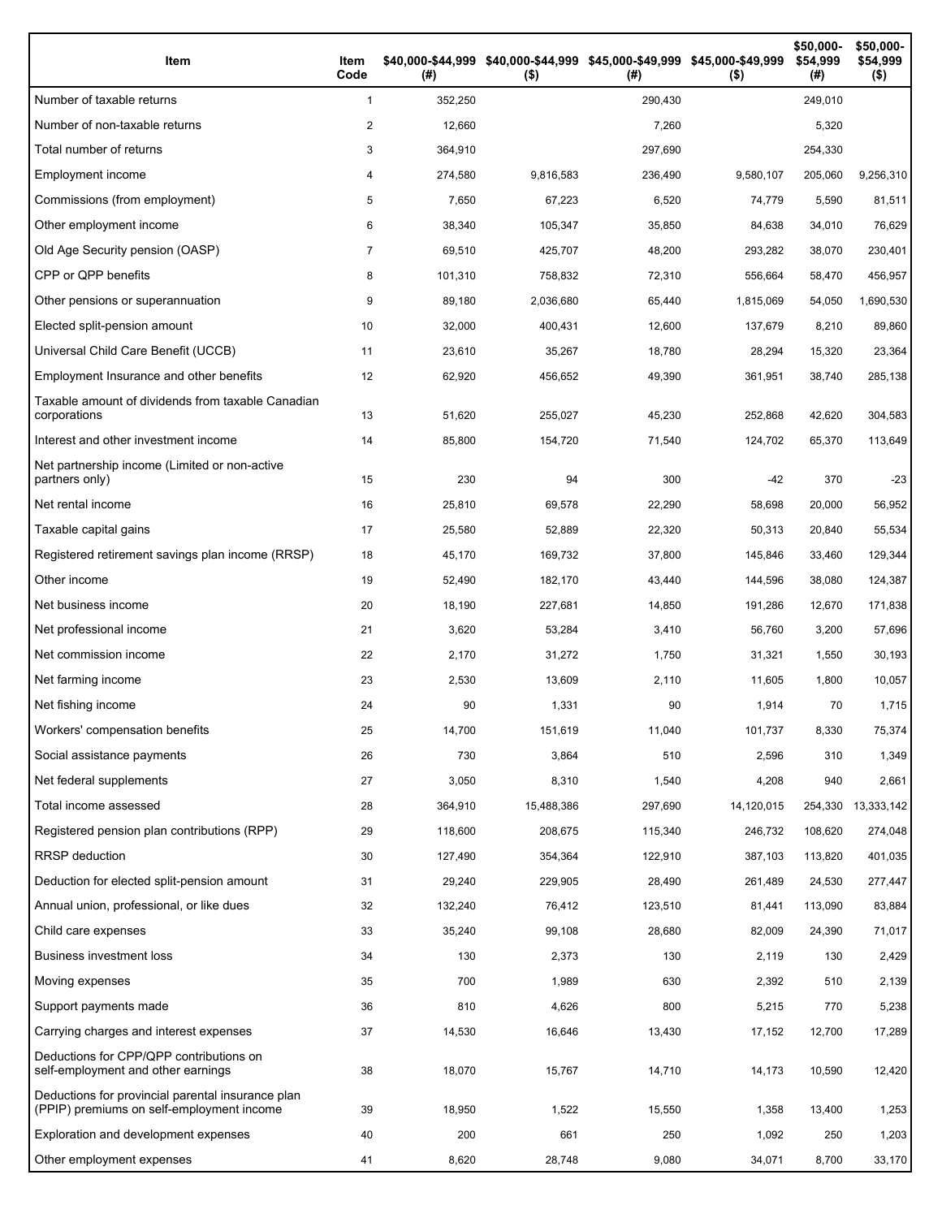| Item | Item Code | $40,000-$44,999 (#) | $40,000-$44,999 ($) | $45,000-$49,999 (#) | $45,000-$49,999 ($) | $50,000-$54,999 (#) | $50,000-$54,999 ($) |
|---|---|---|---|---|---|---|---|
| Number of taxable returns | 1 | 352,250 | | 290,430 | | 249,010 | |
| Number of non-taxable returns | 2 | 12,660 | | 7,260 | | 5,320 | |
| Total number of returns | 3 | 364,910 | | 297,690 | | 254,330 | |
| Employment income | 4 | 274,580 | 9,816,583 | 236,490 | 9,580,107 | 205,060 | 9,256,310 |
| Commissions (from employment) | 5 | 7,650 | 67,223 | 6,520 | 74,779 | 5,590 | 81,511 |
| Other employment income | 6 | 38,340 | 105,347 | 35,850 | 84,638 | 34,010 | 76,629 |
| Old Age Security pension (OASP) | 7 | 69,510 | 425,707 | 48,200 | 293,282 | 38,070 | 230,401 |
| CPP or QPP benefits | 8 | 101,310 | 758,832 | 72,310 | 556,664 | 58,470 | 456,957 |
| Other pensions or superannuation | 9 | 89,180 | 2,036,680 | 65,440 | 1,815,069 | 54,050 | 1,690,530 |
| Elected split-pension amount | 10 | 32,000 | 400,431 | 12,600 | 137,679 | 8,210 | 89,860 |
| Universal Child Care Benefit (UCCB) | 11 | 23,610 | 35,267 | 18,780 | 28,294 | 15,320 | 23,364 |
| Employment Insurance and other benefits | 12 | 62,920 | 456,652 | 49,390 | 361,951 | 38,740 | 285,138 |
| Taxable amount of dividends from taxable Canadian corporations | 13 | 51,620 | 255,027 | 45,230 | 252,868 | 42,620 | 304,583 |
| Interest and other investment income | 14 | 85,800 | 154,720 | 71,540 | 124,702 | 65,370 | 113,649 |
| Net partnership income (Limited or non-active partners only) | 15 | 230 | 94 | 300 | -42 | 370 | -23 |
| Net rental income | 16 | 25,810 | 69,578 | 22,290 | 58,698 | 20,000 | 56,952 |
| Taxable capital gains | 17 | 25,580 | 52,889 | 22,320 | 50,313 | 20,840 | 55,534 |
| Registered retirement savings plan income (RRSP) | 18 | 45,170 | 169,732 | 37,800 | 145,846 | 33,460 | 129,344 |
| Other income | 19 | 52,490 | 182,170 | 43,440 | 144,596 | 38,080 | 124,387 |
| Net business income | 20 | 18,190 | 227,681 | 14,850 | 191,286 | 12,670 | 171,838 |
| Net professional income | 21 | 3,620 | 53,284 | 3,410 | 56,760 | 3,200 | 57,696 |
| Net commission income | 22 | 2,170 | 31,272 | 1,750 | 31,321 | 1,550 | 30,193 |
| Net farming income | 23 | 2,530 | 13,609 | 2,110 | 11,605 | 1,800 | 10,057 |
| Net fishing income | 24 | 90 | 1,331 | 90 | 1,914 | 70 | 1,715 |
| Workers' compensation benefits | 25 | 14,700 | 151,619 | 11,040 | 101,737 | 8,330 | 75,374 |
| Social assistance payments | 26 | 730 | 3,864 | 510 | 2,596 | 310 | 1,349 |
| Net federal supplements | 27 | 3,050 | 8,310 | 1,540 | 4,208 | 940 | 2,661 |
| Total income assessed | 28 | 364,910 | 15,488,386 | 297,690 | 14,120,015 | 254,330 | 13,333,142 |
| Registered pension plan contributions (RPP) | 29 | 118,600 | 208,675 | 115,340 | 246,732 | 108,620 | 274,048 |
| RRSP deduction | 30 | 127,490 | 354,364 | 122,910 | 387,103 | 113,820 | 401,035 |
| Deduction for elected split-pension amount | 31 | 29,240 | 229,905 | 28,490 | 261,489 | 24,530 | 277,447 |
| Annual union, professional, or like dues | 32 | 132,240 | 76,412 | 123,510 | 81,441 | 113,090 | 83,884 |
| Child care expenses | 33 | 35,240 | 99,108 | 28,680 | 82,009 | 24,390 | 71,017 |
| Business investment loss | 34 | 130 | 2,373 | 130 | 2,119 | 130 | 2,429 |
| Moving expenses | 35 | 700 | 1,989 | 630 | 2,392 | 510 | 2,139 |
| Support payments made | 36 | 810 | 4,626 | 800 | 5,215 | 770 | 5,238 |
| Carrying charges and interest expenses | 37 | 14,530 | 16,646 | 13,430 | 17,152 | 12,700 | 17,289 |
| Deductions for CPP/QPP contributions on self-employment and other earnings | 38 | 18,070 | 15,767 | 14,710 | 14,173 | 10,590 | 12,420 |
| Deductions for provincial parental insurance plan (PPIP) premiums on self-employment income | 39 | 18,950 | 1,522 | 15,550 | 1,358 | 13,400 | 1,253 |
| Exploration and development expenses | 40 | 200 | 661 | 250 | 1,092 | 250 | 1,203 |
| Other employment expenses | 41 | 8,620 | 28,748 | 9,080 | 34,071 | 8,700 | 33,170 |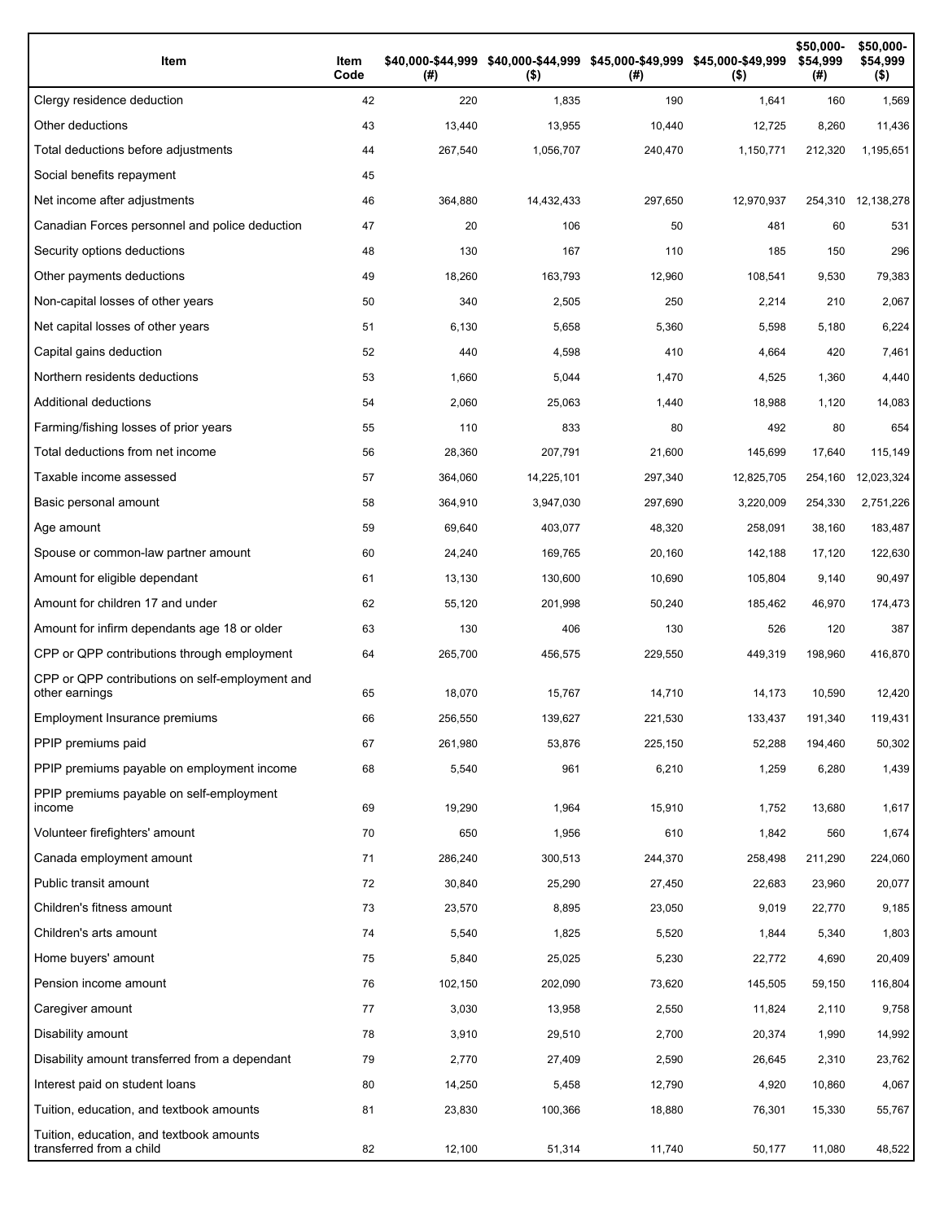| Item | Item Code | $40,000-$44,999 (#) | $40,000-$44,999 ($) | $45,000-$49,999 (#) | $45,000-$49,999 ($) | $50,000-$54,999 (#) | $50,000-$54,999 ($) |
|---|---|---|---|---|---|---|---|
| Clergy residence deduction | 42 | 220 | 1,835 | 190 | 1,641 | 160 | 1,569 |
| Other deductions | 43 | 13,440 | 13,955 | 10,440 | 12,725 | 8,260 | 11,436 |
| Total deductions before adjustments | 44 | 267,540 | 1,056,707 | 240,470 | 1,150,771 | 212,320 | 1,195,651 |
| Social benefits repayment | 45 | | | | | | |
| Net income after adjustments | 46 | 364,880 | 14,432,433 | 297,650 | 12,970,937 | 254,310 | 12,138,278 |
| Canadian Forces personnel and police deduction | 47 | 20 | 106 | 50 | 481 | 60 | 531 |
| Security options deductions | 48 | 130 | 167 | 110 | 185 | 150 | 296 |
| Other payments deductions | 49 | 18,260 | 163,793 | 12,960 | 108,541 | 9,530 | 79,383 |
| Non-capital losses of other years | 50 | 340 | 2,505 | 250 | 2,214 | 210 | 2,067 |
| Net capital losses of other years | 51 | 6,130 | 5,658 | 5,360 | 5,598 | 5,180 | 6,224 |
| Capital gains deduction | 52 | 440 | 4,598 | 410 | 4,664 | 420 | 7,461 |
| Northern residents deductions | 53 | 1,660 | 5,044 | 1,470 | 4,525 | 1,360 | 4,440 |
| Additional deductions | 54 | 2,060 | 25,063 | 1,440 | 18,988 | 1,120 | 14,083 |
| Farming/fishing losses of prior years | 55 | 110 | 833 | 80 | 492 | 80 | 654 |
| Total deductions from net income | 56 | 28,360 | 207,791 | 21,600 | 145,699 | 17,640 | 115,149 |
| Taxable income assessed | 57 | 364,060 | 14,225,101 | 297,340 | 12,825,705 | 254,160 | 12,023,324 |
| Basic personal amount | 58 | 364,910 | 3,947,030 | 297,690 | 3,220,009 | 254,330 | 2,751,226 |
| Age amount | 59 | 69,640 | 403,077 | 48,320 | 258,091 | 38,160 | 183,487 |
| Spouse or common-law partner amount | 60 | 24,240 | 169,765 | 20,160 | 142,188 | 17,120 | 122,630 |
| Amount for eligible dependant | 61 | 13,130 | 130,600 | 10,690 | 105,804 | 9,140 | 90,497 |
| Amount for children 17 and under | 62 | 55,120 | 201,998 | 50,240 | 185,462 | 46,970 | 174,473 |
| Amount for infirm dependants age 18 or older | 63 | 130 | 406 | 130 | 526 | 120 | 387 |
| CPP or QPP contributions through employment | 64 | 265,700 | 456,575 | 229,550 | 449,319 | 198,960 | 416,870 |
| CPP or QPP contributions on self-employment and other earnings | 65 | 18,070 | 15,767 | 14,710 | 14,173 | 10,590 | 12,420 |
| Employment Insurance premiums | 66 | 256,550 | 139,627 | 221,530 | 133,437 | 191,340 | 119,431 |
| PPIP premiums paid | 67 | 261,980 | 53,876 | 225,150 | 52,288 | 194,460 | 50,302 |
| PPIP premiums payable on employment income | 68 | 5,540 | 961 | 6,210 | 1,259 | 6,280 | 1,439 |
| PPIP premiums payable on self-employment income | 69 | 19,290 | 1,964 | 15,910 | 1,752 | 13,680 | 1,617 |
| Volunteer firefighters' amount | 70 | 650 | 1,956 | 610 | 1,842 | 560 | 1,674 |
| Canada employment amount | 71 | 286,240 | 300,513 | 244,370 | 258,498 | 211,290 | 224,060 |
| Public transit amount | 72 | 30,840 | 25,290 | 27,450 | 22,683 | 23,960 | 20,077 |
| Children's fitness amount | 73 | 23,570 | 8,895 | 23,050 | 9,019 | 22,770 | 9,185 |
| Children's arts amount | 74 | 5,540 | 1,825 | 5,520 | 1,844 | 5,340 | 1,803 |
| Home buyers' amount | 75 | 5,840 | 25,025 | 5,230 | 22,772 | 4,690 | 20,409 |
| Pension income amount | 76 | 102,150 | 202,090 | 73,620 | 145,505 | 59,150 | 116,804 |
| Caregiver amount | 77 | 3,030 | 13,958 | 2,550 | 11,824 | 2,110 | 9,758 |
| Disability amount | 78 | 3,910 | 29,510 | 2,700 | 20,374 | 1,990 | 14,992 |
| Disability amount transferred from a dependant | 79 | 2,770 | 27,409 | 2,590 | 26,645 | 2,310 | 23,762 |
| Interest paid on student loans | 80 | 14,250 | 5,458 | 12,790 | 4,920 | 10,860 | 4,067 |
| Tuition, education, and textbook amounts | 81 | 23,830 | 100,366 | 18,880 | 76,301 | 15,330 | 55,767 |
| Tuition, education, and textbook amounts transferred from a child | 82 | 12,100 | 51,314 | 11,740 | 50,177 | 11,080 | 48,522 |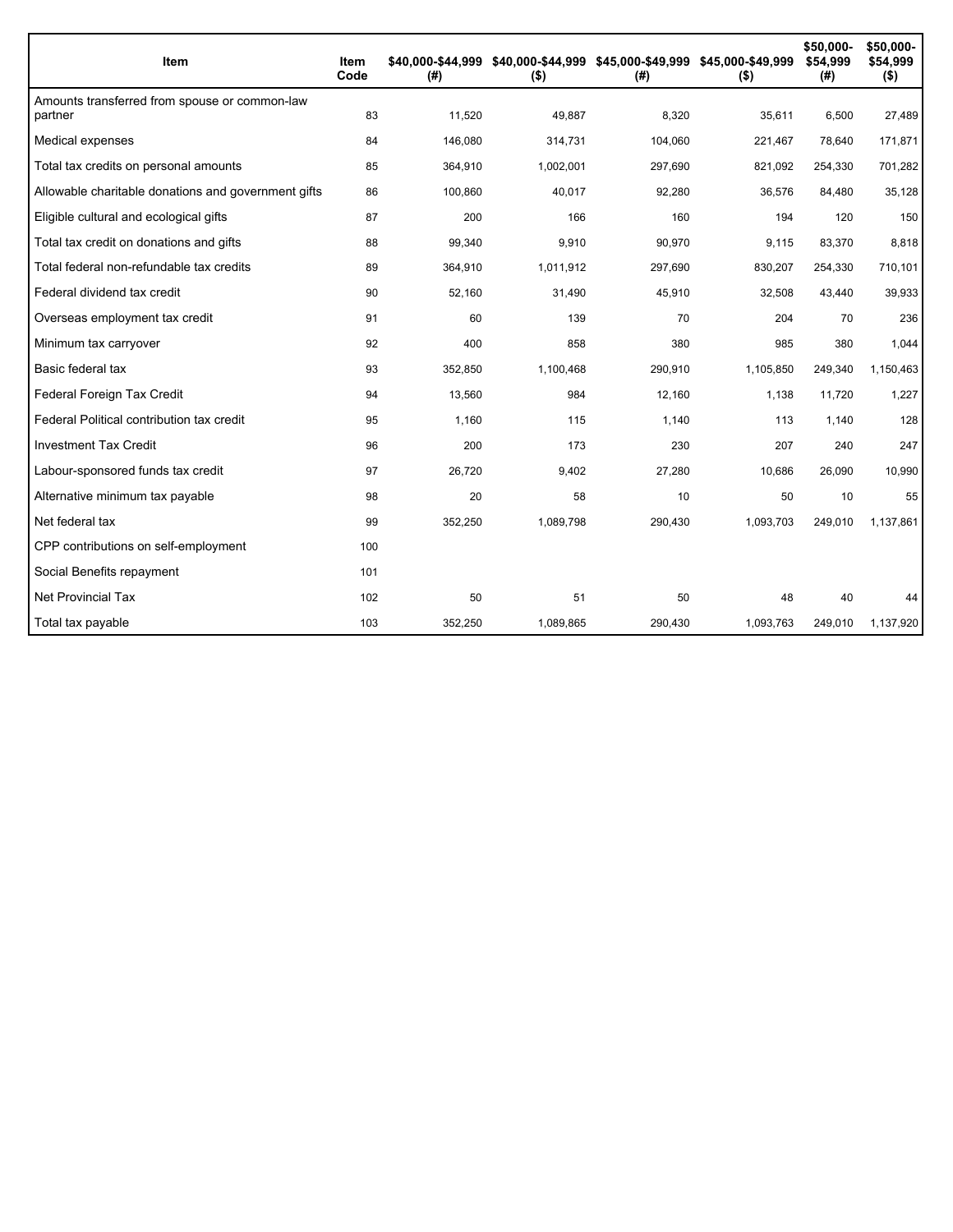| Item | Item Code | $40,000-$44,999 (#) | $40,000-$44,999 ($) | $45,000-$49,999 (#) | $45,000-$49,999 ($) | $50,000-$54,999 (#) | $50,000-$54,999 ($) |
|---|---|---|---|---|---|---|---|
| Amounts transferred from spouse or common-law partner | 83 | 11,520 | 49,887 | 8,320 | 35,611 | 6,500 | 27,489 |
| Medical expenses | 84 | 146,080 | 314,731 | 104,060 | 221,467 | 78,640 | 171,871 |
| Total tax credits on personal amounts | 85 | 364,910 | 1,002,001 | 297,690 | 821,092 | 254,330 | 701,282 |
| Allowable charitable donations and government gifts | 86 | 100,860 | 40,017 | 92,280 | 36,576 | 84,480 | 35,128 |
| Eligible cultural and ecological gifts | 87 | 200 | 166 | 160 | 194 | 120 | 150 |
| Total tax credit on donations and gifts | 88 | 99,340 | 9,910 | 90,970 | 9,115 | 83,370 | 8,818 |
| Total federal non-refundable tax credits | 89 | 364,910 | 1,011,912 | 297,690 | 830,207 | 254,330 | 710,101 |
| Federal dividend tax credit | 90 | 52,160 | 31,490 | 45,910 | 32,508 | 43,440 | 39,933 |
| Overseas employment tax credit | 91 | 60 | 139 | 70 | 204 | 70 | 236 |
| Minimum tax carryover | 92 | 400 | 858 | 380 | 985 | 380 | 1,044 |
| Basic federal tax | 93 | 352,850 | 1,100,468 | 290,910 | 1,105,850 | 249,340 | 1,150,463 |
| Federal Foreign Tax Credit | 94 | 13,560 | 984 | 12,160 | 1,138 | 11,720 | 1,227 |
| Federal Political contribution tax credit | 95 | 1,160 | 115 | 1,140 | 113 | 1,140 | 128 |
| Investment Tax Credit | 96 | 200 | 173 | 230 | 207 | 240 | 247 |
| Labour-sponsored funds tax credit | 97 | 26,720 | 9,402 | 27,280 | 10,686 | 26,090 | 10,990 |
| Alternative minimum tax payable | 98 | 20 | 58 | 10 | 50 | 10 | 55 |
| Net federal tax | 99 | 352,250 | 1,089,798 | 290,430 | 1,093,703 | 249,010 | 1,137,861 |
| CPP contributions on self-employment | 100 | | | | | | |
| Social Benefits repayment | 101 | | | | | | |
| Net Provincial Tax | 102 | 50 | 51 | 50 | 48 | 40 | 44 |
| Total tax payable | 103 | 352,250 | 1,089,865 | 290,430 | 1,093,763 | 249,010 | 1,137,920 |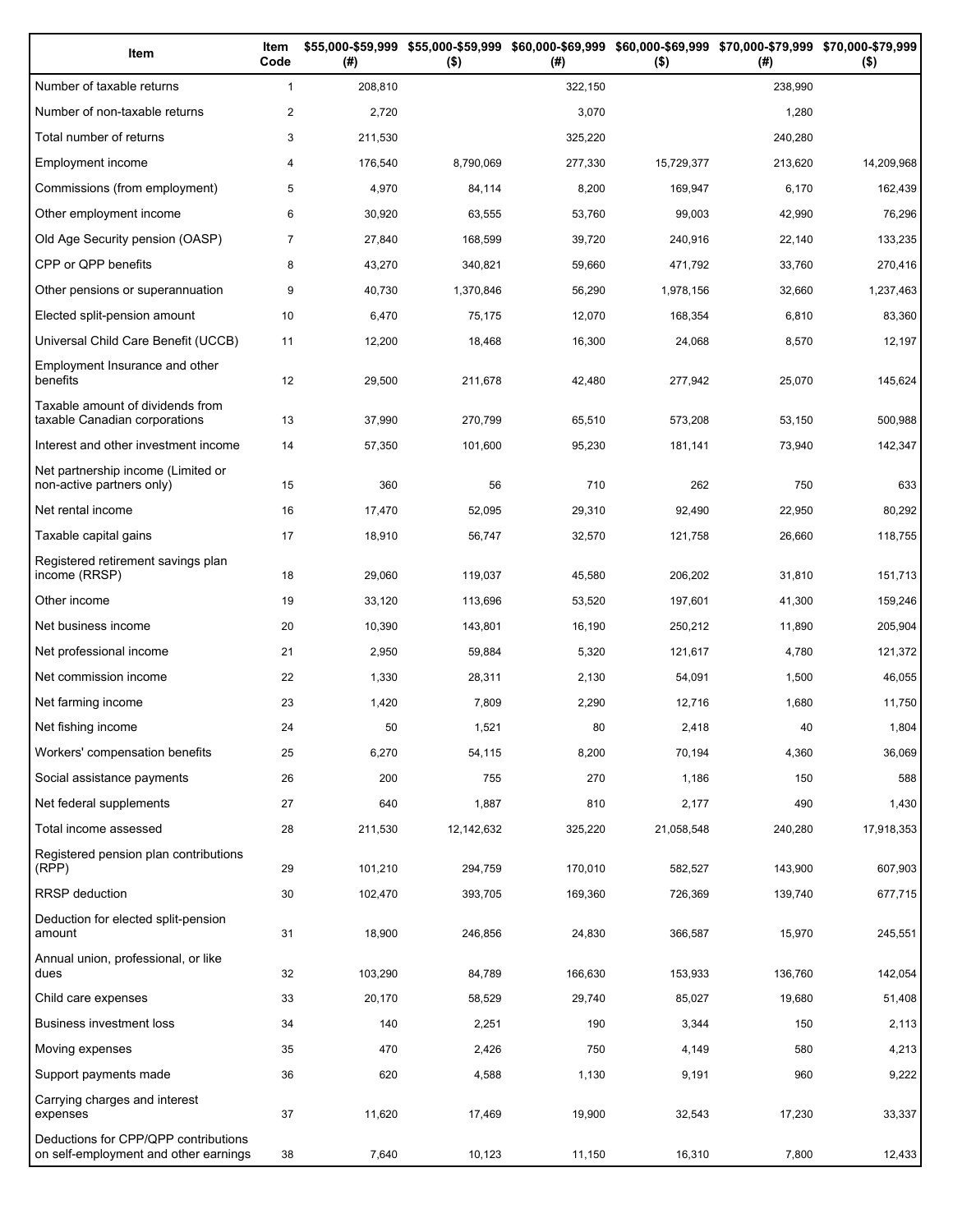| Item | Item Code | $55,000-$59,999 (#) | $55,000-$59,999 ($) | $60,000-$69,999 (#) | $60,000-$69,999 ($) | $70,000-$79,999 (#) | $70,000-$79,999 ($) |
|---|---|---|---|---|---|---|---|
| Number of taxable returns | 1 | 208,810 | | 322,150 | | 238,990 | |
| Number of non-taxable returns | 2 | 2,720 | | 3,070 | | 1,280 | |
| Total number of returns | 3 | 211,530 | | 325,220 | | 240,280 | |
| Employment income | 4 | 176,540 | 8,790,069 | 277,330 | 15,729,377 | 213,620 | 14,209,968 |
| Commissions (from employment) | 5 | 4,970 | 84,114 | 8,200 | 169,947 | 6,170 | 162,439 |
| Other employment income | 6 | 30,920 | 63,555 | 53,760 | 99,003 | 42,990 | 76,296 |
| Old Age Security pension (OASP) | 7 | 27,840 | 168,599 | 39,720 | 240,916 | 22,140 | 133,235 |
| CPP or QPP benefits | 8 | 43,270 | 340,821 | 59,660 | 471,792 | 33,760 | 270,416 |
| Other pensions or superannuation | 9 | 40,730 | 1,370,846 | 56,290 | 1,978,156 | 32,660 | 1,237,463 |
| Elected split-pension amount | 10 | 6,470 | 75,175 | 12,070 | 168,354 | 6,810 | 83,360 |
| Universal Child Care Benefit (UCCB) | 11 | 12,200 | 18,468 | 16,300 | 24,068 | 8,570 | 12,197 |
| Employment Insurance and other benefits | 12 | 29,500 | 211,678 | 42,480 | 277,942 | 25,070 | 145,624 |
| Taxable amount of dividends from taxable Canadian corporations | 13 | 37,990 | 270,799 | 65,510 | 573,208 | 53,150 | 500,988 |
| Interest and other investment income | 14 | 57,350 | 101,600 | 95,230 | 181,141 | 73,940 | 142,347 |
| Net partnership income (Limited or non-active partners only) | 15 | 360 | 56 | 710 | 262 | 750 | 633 |
| Net rental income | 16 | 17,470 | 52,095 | 29,310 | 92,490 | 22,950 | 80,292 |
| Taxable capital gains | 17 | 18,910 | 56,747 | 32,570 | 121,758 | 26,660 | 118,755 |
| Registered retirement savings plan income (RRSP) | 18 | 29,060 | 119,037 | 45,580 | 206,202 | 31,810 | 151,713 |
| Other income | 19 | 33,120 | 113,696 | 53,520 | 197,601 | 41,300 | 159,246 |
| Net business income | 20 | 10,390 | 143,801 | 16,190 | 250,212 | 11,890 | 205,904 |
| Net professional income | 21 | 2,950 | 59,884 | 5,320 | 121,617 | 4,780 | 121,372 |
| Net commission income | 22 | 1,330 | 28,311 | 2,130 | 54,091 | 1,500 | 46,055 |
| Net farming income | 23 | 1,420 | 7,809 | 2,290 | 12,716 | 1,680 | 11,750 |
| Net fishing income | 24 | 50 | 1,521 | 80 | 2,418 | 40 | 1,804 |
| Workers' compensation benefits | 25 | 6,270 | 54,115 | 8,200 | 70,194 | 4,360 | 36,069 |
| Social assistance payments | 26 | 200 | 755 | 270 | 1,186 | 150 | 588 |
| Net federal supplements | 27 | 640 | 1,887 | 810 | 2,177 | 490 | 1,430 |
| Total income assessed | 28 | 211,530 | 12,142,632 | 325,220 | 21,058,548 | 240,280 | 17,918,353 |
| Registered pension plan contributions (RPP) | 29 | 101,210 | 294,759 | 170,010 | 582,527 | 143,900 | 607,903 |
| RRSP deduction | 30 | 102,470 | 393,705 | 169,360 | 726,369 | 139,740 | 677,715 |
| Deduction for elected split-pension amount | 31 | 18,900 | 246,856 | 24,830 | 366,587 | 15,970 | 245,551 |
| Annual union, professional, or like dues | 32 | 103,290 | 84,789 | 166,630 | 153,933 | 136,760 | 142,054 |
| Child care expenses | 33 | 20,170 | 58,529 | 29,740 | 85,027 | 19,680 | 51,408 |
| Business investment loss | 34 | 140 | 2,251 | 190 | 3,344 | 150 | 2,113 |
| Moving expenses | 35 | 470 | 2,426 | 750 | 4,149 | 580 | 4,213 |
| Support payments made | 36 | 620 | 4,588 | 1,130 | 9,191 | 960 | 9,222 |
| Carrying charges and interest expenses | 37 | 11,620 | 17,469 | 19,900 | 32,543 | 17,230 | 33,337 |
| Deductions for CPP/QPP contributions on self-employment and other earnings | 38 | 7,640 | 10,123 | 11,150 | 16,310 | 7,800 | 12,433 |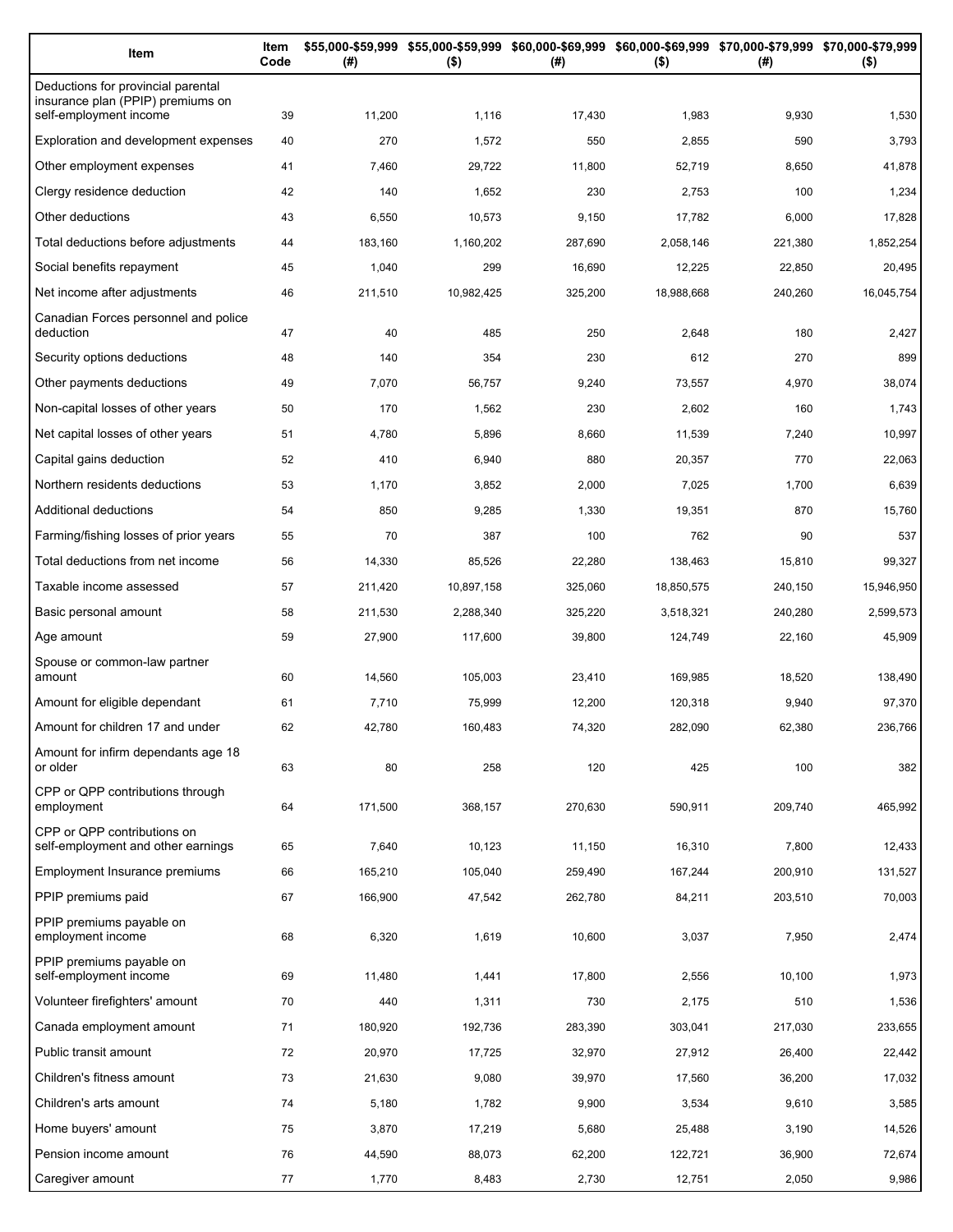| Item | Item Code | $55,000-$59,999 (#) | $55,000-$59,999 ($) | $60,000-$69,999 (#) | $60,000-$69,999 ($) | $70,000-$79,999 (#) | $70,000-$79,999 ($) |
|---|---|---|---|---|---|---|---|
| Deductions for provincial parental insurance plan (PPIP) premiums on self-employment income | 39 | 11,200 | 1,116 | 17,430 | 1,983 | 9,930 | 1,530 |
| Exploration and development expenses | 40 | 270 | 1,572 | 550 | 2,855 | 590 | 3,793 |
| Other employment expenses | 41 | 7,460 | 29,722 | 11,800 | 52,719 | 8,650 | 41,878 |
| Clergy residence deduction | 42 | 140 | 1,652 | 230 | 2,753 | 100 | 1,234 |
| Other deductions | 43 | 6,550 | 10,573 | 9,150 | 17,782 | 6,000 | 17,828 |
| Total deductions before adjustments | 44 | 183,160 | 1,160,202 | 287,690 | 2,058,146 | 221,380 | 1,852,254 |
| Social benefits repayment | 45 | 1,040 | 299 | 16,690 | 12,225 | 22,850 | 20,495 |
| Net income after adjustments | 46 | 211,510 | 10,982,425 | 325,200 | 18,988,668 | 240,260 | 16,045,754 |
| Canadian Forces personnel and police deduction | 47 | 40 | 485 | 250 | 2,648 | 180 | 2,427 |
| Security options deductions | 48 | 140 | 354 | 230 | 612 | 270 | 899 |
| Other payments deductions | 49 | 7,070 | 56,757 | 9,240 | 73,557 | 4,970 | 38,074 |
| Non-capital losses of other years | 50 | 170 | 1,562 | 230 | 2,602 | 160 | 1,743 |
| Net capital losses of other years | 51 | 4,780 | 5,896 | 8,660 | 11,539 | 7,240 | 10,997 |
| Capital gains deduction | 52 | 410 | 6,940 | 880 | 20,357 | 770 | 22,063 |
| Northern residents deductions | 53 | 1,170 | 3,852 | 2,000 | 7,025 | 1,700 | 6,639 |
| Additional deductions | 54 | 850 | 9,285 | 1,330 | 19,351 | 870 | 15,760 |
| Farming/fishing losses of prior years | 55 | 70 | 387 | 100 | 762 | 90 | 537 |
| Total deductions from net income | 56 | 14,330 | 85,526 | 22,280 | 138,463 | 15,810 | 99,327 |
| Taxable income assessed | 57 | 211,420 | 10,897,158 | 325,060 | 18,850,575 | 240,150 | 15,946,950 |
| Basic personal amount | 58 | 211,530 | 2,288,340 | 325,220 | 3,518,321 | 240,280 | 2,599,573 |
| Age amount | 59 | 27,900 | 117,600 | 39,800 | 124,749 | 22,160 | 45,909 |
| Spouse or common-law partner amount | 60 | 14,560 | 105,003 | 23,410 | 169,985 | 18,520 | 138,490 |
| Amount for eligible dependant | 61 | 7,710 | 75,999 | 12,200 | 120,318 | 9,940 | 97,370 |
| Amount for children 17 and under | 62 | 42,780 | 160,483 | 74,320 | 282,090 | 62,380 | 236,766 |
| Amount for infirm dependants age 18 or older | 63 | 80 | 258 | 120 | 425 | 100 | 382 |
| CPP or QPP contributions through employment | 64 | 171,500 | 368,157 | 270,630 | 590,911 | 209,740 | 465,992 |
| CPP or QPP contributions on self-employment and other earnings | 65 | 7,640 | 10,123 | 11,150 | 16,310 | 7,800 | 12,433 |
| Employment Insurance premiums | 66 | 165,210 | 105,040 | 259,490 | 167,244 | 200,910 | 131,527 |
| PPIP premiums paid | 67 | 166,900 | 47,542 | 262,780 | 84,211 | 203,510 | 70,003 |
| PPIP premiums payable on employment income | 68 | 6,320 | 1,619 | 10,600 | 3,037 | 7,950 | 2,474 |
| PPIP premiums payable on self-employment income | 69 | 11,480 | 1,441 | 17,800 | 2,556 | 10,100 | 1,973 |
| Volunteer firefighters' amount | 70 | 440 | 1,311 | 730 | 2,175 | 510 | 1,536 |
| Canada employment amount | 71 | 180,920 | 192,736 | 283,390 | 303,041 | 217,030 | 233,655 |
| Public transit amount | 72 | 20,970 | 17,725 | 32,970 | 27,912 | 26,400 | 22,442 |
| Children's fitness amount | 73 | 21,630 | 9,080 | 39,970 | 17,560 | 36,200 | 17,032 |
| Children's arts amount | 74 | 5,180 | 1,782 | 9,900 | 3,534 | 9,610 | 3,585 |
| Home buyers' amount | 75 | 3,870 | 17,219 | 5,680 | 25,488 | 3,190 | 14,526 |
| Pension income amount | 76 | 44,590 | 88,073 | 62,200 | 122,721 | 36,900 | 72,674 |
| Caregiver amount | 77 | 1,770 | 8,483 | 2,730 | 12,751 | 2,050 | 9,986 |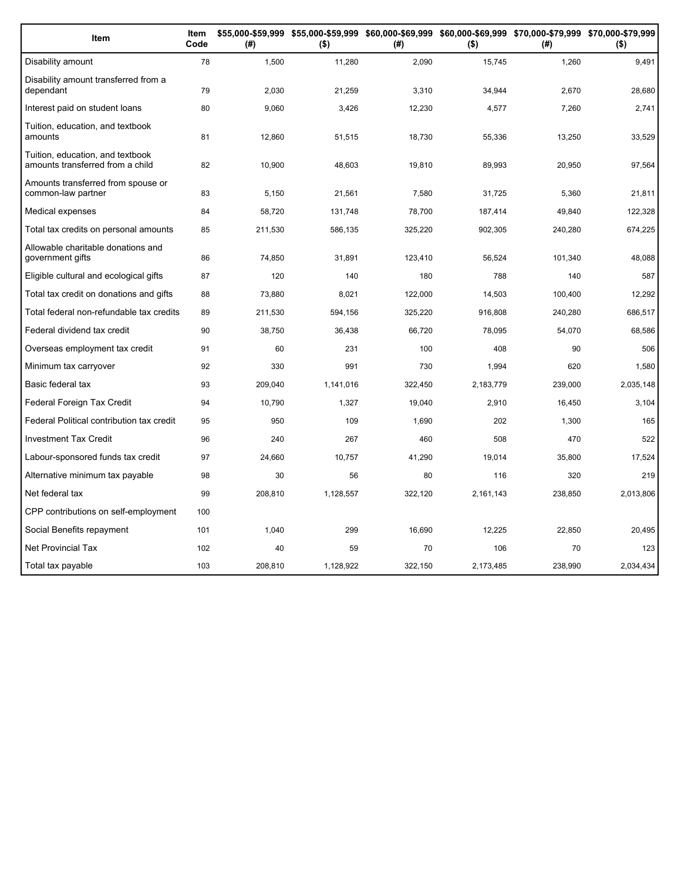| Item | Item Code | $55,000-$59,999 (#) | $55,000-$59,999 ($) | $60,000-$69,999 (#) | $60,000-$69,999 ($) | $70,000-$79,999 (#) | $70,000-$79,999 ($) |
|---|---|---|---|---|---|---|---|
| Disability amount | 78 | 1,500 | 11,280 | 2,090 | 15,745 | 1,260 | 9,491 |
| Disability amount transferred from a dependant | 79 | 2,030 | 21,259 | 3,310 | 34,944 | 2,670 | 28,680 |
| Interest paid on student loans | 80 | 9,060 | 3,426 | 12,230 | 4,577 | 7,260 | 2,741 |
| Tuition, education, and textbook amounts | 81 | 12,860 | 51,515 | 18,730 | 55,336 | 13,250 | 33,529 |
| Tuition, education, and textbook amounts transferred from a child | 82 | 10,900 | 48,603 | 19,810 | 89,993 | 20,950 | 97,564 |
| Amounts transferred from spouse or common-law partner | 83 | 5,150 | 21,561 | 7,580 | 31,725 | 5,360 | 21,811 |
| Medical expenses | 84 | 58,720 | 131,748 | 78,700 | 187,414 | 49,840 | 122,328 |
| Total tax credits on personal amounts | 85 | 211,530 | 586,135 | 325,220 | 902,305 | 240,280 | 674,225 |
| Allowable charitable donations and government gifts | 86 | 74,850 | 31,891 | 123,410 | 56,524 | 101,340 | 48,088 |
| Eligible cultural and ecological gifts | 87 | 120 | 140 | 180 | 788 | 140 | 587 |
| Total tax credit on donations and gifts | 88 | 73,880 | 8,021 | 122,000 | 14,503 | 100,400 | 12,292 |
| Total federal non-refundable tax credits | 89 | 211,530 | 594,156 | 325,220 | 916,808 | 240,280 | 686,517 |
| Federal dividend tax credit | 90 | 38,750 | 36,438 | 66,720 | 78,095 | 54,070 | 68,586 |
| Overseas employment tax credit | 91 | 60 | 231 | 100 | 408 | 90 | 506 |
| Minimum tax carryover | 92 | 330 | 991 | 730 | 1,994 | 620 | 1,580 |
| Basic federal tax | 93 | 209,040 | 1,141,016 | 322,450 | 2,183,779 | 239,000 | 2,035,148 |
| Federal Foreign Tax Credit | 94 | 10,790 | 1,327 | 19,040 | 2,910 | 16,450 | 3,104 |
| Federal Political contribution tax credit | 95 | 950 | 109 | 1,690 | 202 | 1,300 | 165 |
| Investment Tax Credit | 96 | 240 | 267 | 460 | 508 | 470 | 522 |
| Labour-sponsored funds tax credit | 97 | 24,660 | 10,757 | 41,290 | 19,014 | 35,800 | 17,524 |
| Alternative minimum tax payable | 98 | 30 | 56 | 80 | 116 | 320 | 219 |
| Net federal tax | 99 | 208,810 | 1,128,557 | 322,120 | 2,161,143 | 238,850 | 2,013,806 |
| CPP contributions on self-employment | 100 | | | | | | |
| Social Benefits repayment | 101 | 1,040 | 299 | 16,690 | 12,225 | 22,850 | 20,495 |
| Net Provincial Tax | 102 | 40 | 59 | 70 | 106 | 70 | 123 |
| Total tax payable | 103 | 208,810 | 1,128,922 | 322,150 | 2,173,485 | 238,990 | 2,034,434 |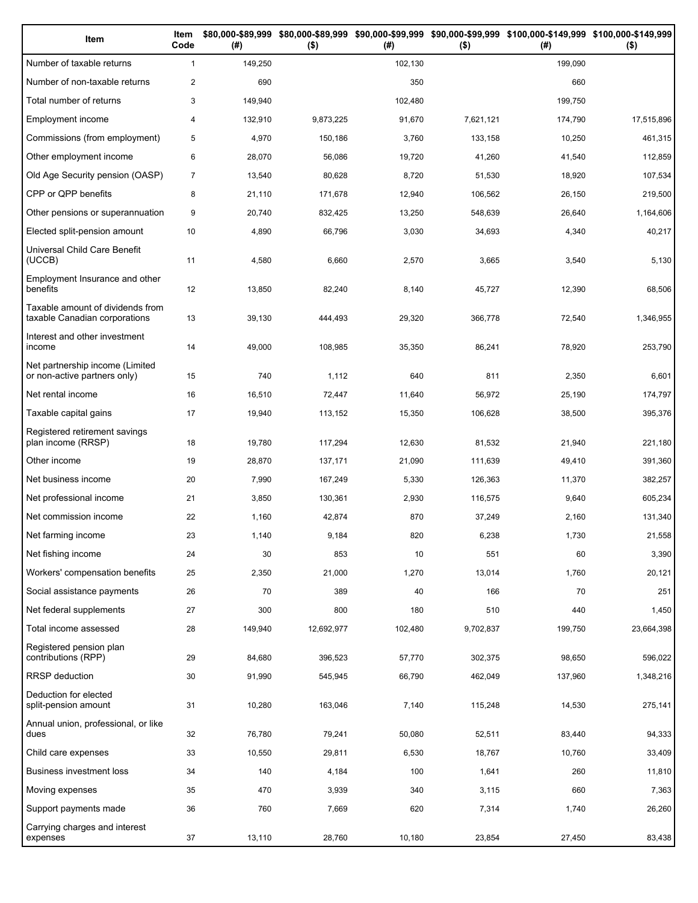| Item | Item Code | $80,000-$89,999 (#) | $80,000-$89,999 ($) | $90,000-$99,999 (#) | $90,000-$99,999 ($) | $100,000-$149,999 (#) | $100,000-$149,999 ($) |
|---|---|---|---|---|---|---|---|
| Number of taxable returns | 1 | 149,250 | | 102,130 | | 199,090 | |
| Number of non-taxable returns | 2 | 690 | | 350 | | 660 | |
| Total number of returns | 3 | 149,940 | | 102,480 | | 199,750 | |
| Employment income | 4 | 132,910 | 9,873,225 | 91,670 | 7,621,121 | 174,790 | 17,515,896 |
| Commissions (from employment) | 5 | 4,970 | 150,186 | 3,760 | 133,158 | 10,250 | 461,315 |
| Other employment income | 6 | 28,070 | 56,086 | 19,720 | 41,260 | 41,540 | 112,859 |
| Old Age Security pension (OASP) | 7 | 13,540 | 80,628 | 8,720 | 51,530 | 18,920 | 107,534 |
| CPP or QPP benefits | 8 | 21,110 | 171,678 | 12,940 | 106,562 | 26,150 | 219,500 |
| Other pensions or superannuation | 9 | 20,740 | 832,425 | 13,250 | 548,639 | 26,640 | 1,164,606 |
| Elected split-pension amount | 10 | 4,890 | 66,796 | 3,030 | 34,693 | 4,340 | 40,217 |
| Universal Child Care Benefit (UCCB) | 11 | 4,580 | 6,660 | 2,570 | 3,665 | 3,540 | 5,130 |
| Employment Insurance and other benefits | 12 | 13,850 | 82,240 | 8,140 | 45,727 | 12,390 | 68,506 |
| Taxable amount of dividends from taxable Canadian corporations | 13 | 39,130 | 444,493 | 29,320 | 366,778 | 72,540 | 1,346,955 |
| Interest and other investment income | 14 | 49,000 | 108,985 | 35,350 | 86,241 | 78,920 | 253,790 |
| Net partnership income (Limited or non-active partners only) | 15 | 740 | 1,112 | 640 | 811 | 2,350 | 6,601 |
| Net rental income | 16 | 16,510 | 72,447 | 11,640 | 56,972 | 25,190 | 174,797 |
| Taxable capital gains | 17 | 19,940 | 113,152 | 15,350 | 106,628 | 38,500 | 395,376 |
| Registered retirement savings plan income (RRSP) | 18 | 19,780 | 117,294 | 12,630 | 81,532 | 21,940 | 221,180 |
| Other income | 19 | 28,870 | 137,171 | 21,090 | 111,639 | 49,410 | 391,360 |
| Net business income | 20 | 7,990 | 167,249 | 5,330 | 126,363 | 11,370 | 382,257 |
| Net professional income | 21 | 3,850 | 130,361 | 2,930 | 116,575 | 9,640 | 605,234 |
| Net commission income | 22 | 1,160 | 42,874 | 870 | 37,249 | 2,160 | 131,340 |
| Net farming income | 23 | 1,140 | 9,184 | 820 | 6,238 | 1,730 | 21,558 |
| Net fishing income | 24 | 30 | 853 | 10 | 551 | 60 | 3,390 |
| Workers' compensation benefits | 25 | 2,350 | 21,000 | 1,270 | 13,014 | 1,760 | 20,121 |
| Social assistance payments | 26 | 70 | 389 | 40 | 166 | 70 | 251 |
| Net federal supplements | 27 | 300 | 800 | 180 | 510 | 440 | 1,450 |
| Total income assessed | 28 | 149,940 | 12,692,977 | 102,480 | 9,702,837 | 199,750 | 23,664,398 |
| Registered pension plan contributions (RPP) | 29 | 84,680 | 396,523 | 57,770 | 302,375 | 98,650 | 596,022 |
| RRSP deduction | 30 | 91,990 | 545,945 | 66,790 | 462,049 | 137,960 | 1,348,216 |
| Deduction for elected split-pension amount | 31 | 10,280 | 163,046 | 7,140 | 115,248 | 14,530 | 275,141 |
| Annual union, professional, or like dues | 32 | 76,780 | 79,241 | 50,080 | 52,511 | 83,440 | 94,333 |
| Child care expenses | 33 | 10,550 | 29,811 | 6,530 | 18,767 | 10,760 | 33,409 |
| Business investment loss | 34 | 140 | 4,184 | 100 | 1,641 | 260 | 11,810 |
| Moving expenses | 35 | 470 | 3,939 | 340 | 3,115 | 660 | 7,363 |
| Support payments made | 36 | 760 | 7,669 | 620 | 7,314 | 1,740 | 26,260 |
| Carrying charges and interest expenses | 37 | 13,110 | 28,760 | 10,180 | 23,854 | 27,450 | 83,438 |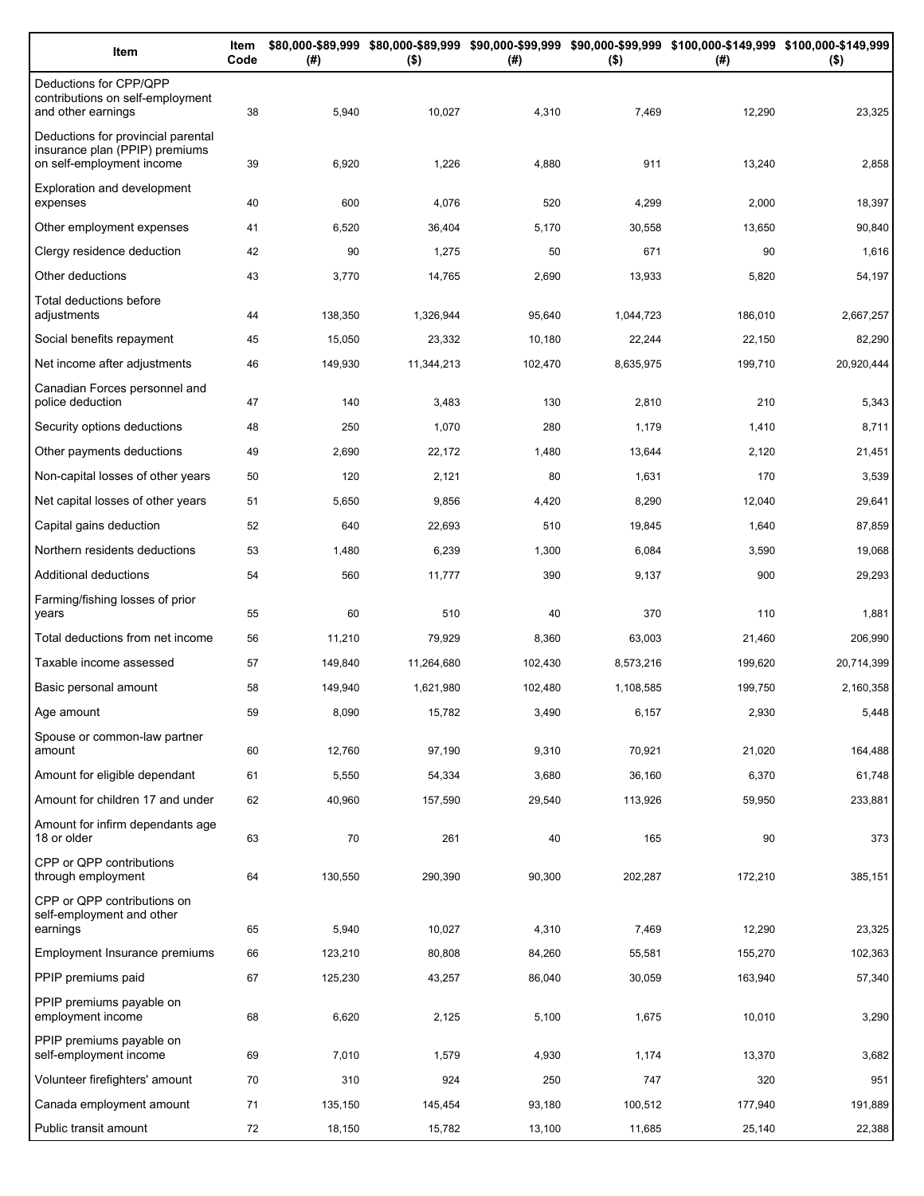| Item | Item Code | $80,000-$89,999 (#) | $80,000-$89,999 ($) | $90,000-$99,999 (#) | $90,000-$99,999 ($) | $100,000-$149,999 (#) | $100,000-$149,999 ($) |
|---|---|---|---|---|---|---|---|
| Deductions for CPP/QPP contributions on self-employment and other earnings | 38 | 5,940 | 10,027 | 4,310 | 7,469 | 12,290 | 23,325 |
| Deductions for provincial parental insurance plan (PPIP) premiums on self-employment income | 39 | 6,920 | 1,226 | 4,880 | 911 | 13,240 | 2,858 |
| Exploration and development expenses | 40 | 600 | 4,076 | 520 | 4,299 | 2,000 | 18,397 |
| Other employment expenses | 41 | 6,520 | 36,404 | 5,170 | 30,558 | 13,650 | 90,840 |
| Clergy residence deduction | 42 | 90 | 1,275 | 50 | 671 | 90 | 1,616 |
| Other deductions | 43 | 3,770 | 14,765 | 2,690 | 13,933 | 5,820 | 54,197 |
| Total deductions before adjustments | 44 | 138,350 | 1,326,944 | 95,640 | 1,044,723 | 186,010 | 2,667,257 |
| Social benefits repayment | 45 | 15,050 | 23,332 | 10,180 | 22,244 | 22,150 | 82,290 |
| Net income after adjustments | 46 | 149,930 | 11,344,213 | 102,470 | 8,635,975 | 199,710 | 20,920,444 |
| Canadian Forces personnel and police deduction | 47 | 140 | 3,483 | 130 | 2,810 | 210 | 5,343 |
| Security options deductions | 48 | 250 | 1,070 | 280 | 1,179 | 1,410 | 8,711 |
| Other payments deductions | 49 | 2,690 | 22,172 | 1,480 | 13,644 | 2,120 | 21,451 |
| Non-capital losses of other years | 50 | 120 | 2,121 | 80 | 1,631 | 170 | 3,539 |
| Net capital losses of other years | 51 | 5,650 | 9,856 | 4,420 | 8,290 | 12,040 | 29,641 |
| Capital gains deduction | 52 | 640 | 22,693 | 510 | 19,845 | 1,640 | 87,859 |
| Northern residents deductions | 53 | 1,480 | 6,239 | 1,300 | 6,084 | 3,590 | 19,068 |
| Additional deductions | 54 | 560 | 11,777 | 390 | 9,137 | 900 | 29,293 |
| Farming/fishing losses of prior years | 55 | 60 | 510 | 40 | 370 | 110 | 1,881 |
| Total deductions from net income | 56 | 11,210 | 79,929 | 8,360 | 63,003 | 21,460 | 206,990 |
| Taxable income assessed | 57 | 149,840 | 11,264,680 | 102,430 | 8,573,216 | 199,620 | 20,714,399 |
| Basic personal amount | 58 | 149,940 | 1,621,980 | 102,480 | 1,108,585 | 199,750 | 2,160,358 |
| Age amount | 59 | 8,090 | 15,782 | 3,490 | 6,157 | 2,930 | 5,448 |
| Spouse or common-law partner amount | 60 | 12,760 | 97,190 | 9,310 | 70,921 | 21,020 | 164,488 |
| Amount for eligible dependant | 61 | 5,550 | 54,334 | 3,680 | 36,160 | 6,370 | 61,748 |
| Amount for children 17 and under | 62 | 40,960 | 157,590 | 29,540 | 113,926 | 59,950 | 233,881 |
| Amount for infirm dependants age 18 or older | 63 | 70 | 261 | 40 | 165 | 90 | 373 |
| CPP or QPP contributions through employment | 64 | 130,550 | 290,390 | 90,300 | 202,287 | 172,210 | 385,151 |
| CPP or QPP contributions on self-employment and other earnings | 65 | 5,940 | 10,027 | 4,310 | 7,469 | 12,290 | 23,325 |
| Employment Insurance premiums | 66 | 123,210 | 80,808 | 84,260 | 55,581 | 155,270 | 102,363 |
| PPIP premiums paid | 67 | 125,230 | 43,257 | 86,040 | 30,059 | 163,940 | 57,340 |
| PPIP premiums payable on employment income | 68 | 6,620 | 2,125 | 5,100 | 1,675 | 10,010 | 3,290 |
| PPIP premiums payable on self-employment income | 69 | 7,010 | 1,579 | 4,930 | 1,174 | 13,370 | 3,682 |
| Volunteer firefighters' amount | 70 | 310 | 924 | 250 | 747 | 320 | 951 |
| Canada employment amount | 71 | 135,150 | 145,454 | 93,180 | 100,512 | 177,940 | 191,889 |
| Public transit amount | 72 | 18,150 | 15,782 | 13,100 | 11,685 | 25,140 | 22,388 |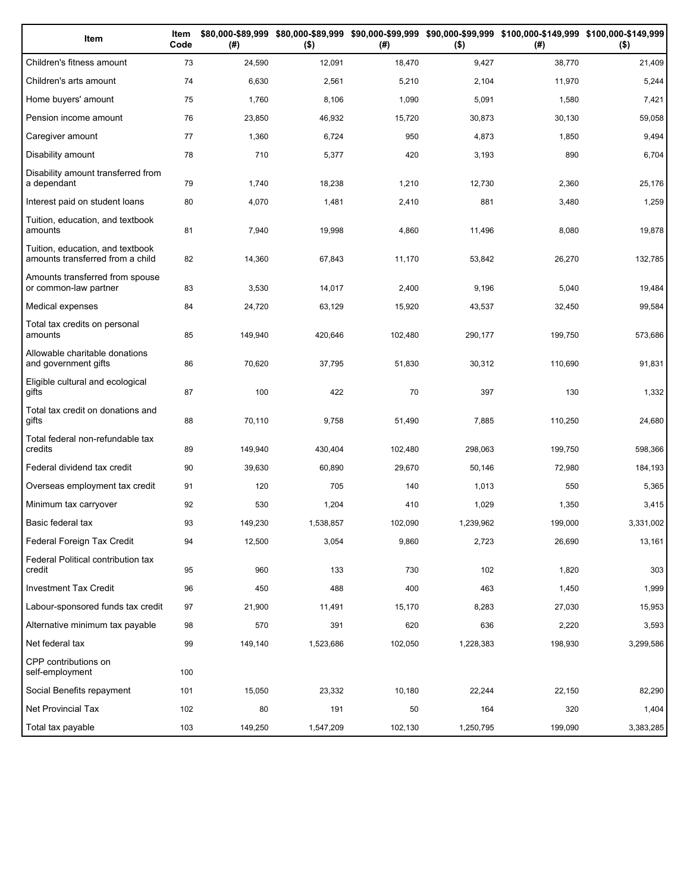| Item | Item Code | $80,000-$89,999 (#) | $80,000-$89,999 ($) | $90,000-$99,999 (#) | $90,000-$99,999 ($) | $100,000-$149,999 (#) | $100,000-$149,999 ($) |
|---|---|---|---|---|---|---|---|
| Children's fitness amount | 73 | 24,590 | 12,091 | 18,470 | 9,427 | 38,770 | 21,409 |
| Children's arts amount | 74 | 6,630 | 2,561 | 5,210 | 2,104 | 11,970 | 5,244 |
| Home buyers' amount | 75 | 1,760 | 8,106 | 1,090 | 5,091 | 1,580 | 7,421 |
| Pension income amount | 76 | 23,850 | 46,932 | 15,720 | 30,873 | 30,130 | 59,058 |
| Caregiver amount | 77 | 1,360 | 6,724 | 950 | 4,873 | 1,850 | 9,494 |
| Disability amount | 78 | 710 | 5,377 | 420 | 3,193 | 890 | 6,704 |
| Disability amount transferred from a dependant | 79 | 1,740 | 18,238 | 1,210 | 12,730 | 2,360 | 25,176 |
| Interest paid on student loans | 80 | 4,070 | 1,481 | 2,410 | 881 | 3,480 | 1,259 |
| Tuition, education, and textbook amounts | 81 | 7,940 | 19,998 | 4,860 | 11,496 | 8,080 | 19,878 |
| Tuition, education, and textbook amounts transferred from a child | 82 | 14,360 | 67,843 | 11,170 | 53,842 | 26,270 | 132,785 |
| Amounts transferred from spouse or common-law partner | 83 | 3,530 | 14,017 | 2,400 | 9,196 | 5,040 | 19,484 |
| Medical expenses | 84 | 24,720 | 63,129 | 15,920 | 43,537 | 32,450 | 99,584 |
| Total tax credits on personal amounts | 85 | 149,940 | 420,646 | 102,480 | 290,177 | 199,750 | 573,686 |
| Allowable charitable donations and government gifts | 86 | 70,620 | 37,795 | 51,830 | 30,312 | 110,690 | 91,831 |
| Eligible cultural and ecological gifts | 87 | 100 | 422 | 70 | 397 | 130 | 1,332 |
| Total tax credit on donations and gifts | 88 | 70,110 | 9,758 | 51,490 | 7,885 | 110,250 | 24,680 |
| Total federal non-refundable tax credits | 89 | 149,940 | 430,404 | 102,480 | 298,063 | 199,750 | 598,366 |
| Federal dividend tax credit | 90 | 39,630 | 60,890 | 29,670 | 50,146 | 72,980 | 184,193 |
| Overseas employment tax credit | 91 | 120 | 705 | 140 | 1,013 | 550 | 5,365 |
| Minimum tax carryover | 92 | 530 | 1,204 | 410 | 1,029 | 1,350 | 3,415 |
| Basic federal tax | 93 | 149,230 | 1,538,857 | 102,090 | 1,239,962 | 199,000 | 3,331,002 |
| Federal Foreign Tax Credit | 94 | 12,500 | 3,054 | 9,860 | 2,723 | 26,690 | 13,161 |
| Federal Political contribution tax credit | 95 | 960 | 133 | 730 | 102 | 1,820 | 303 |
| Investment Tax Credit | 96 | 450 | 488 | 400 | 463 | 1,450 | 1,999 |
| Labour-sponsored funds tax credit | 97 | 21,900 | 11,491 | 15,170 | 8,283 | 27,030 | 15,953 |
| Alternative minimum tax payable | 98 | 570 | 391 | 620 | 636 | 2,220 | 3,593 |
| Net federal tax | 99 | 149,140 | 1,523,686 | 102,050 | 1,228,383 | 198,930 | 3,299,586 |
| CPP contributions on self-employment | 100 | | | | | | |
| Social Benefits repayment | 101 | 15,050 | 23,332 | 10,180 | 22,244 | 22,150 | 82,290 |
| Net Provincial Tax | 102 | 80 | 191 | 50 | 164 | 320 | 1,404 |
| Total tax payable | 103 | 149,250 | 1,547,209 | 102,130 | 1,250,795 | 199,090 | 3,383,285 |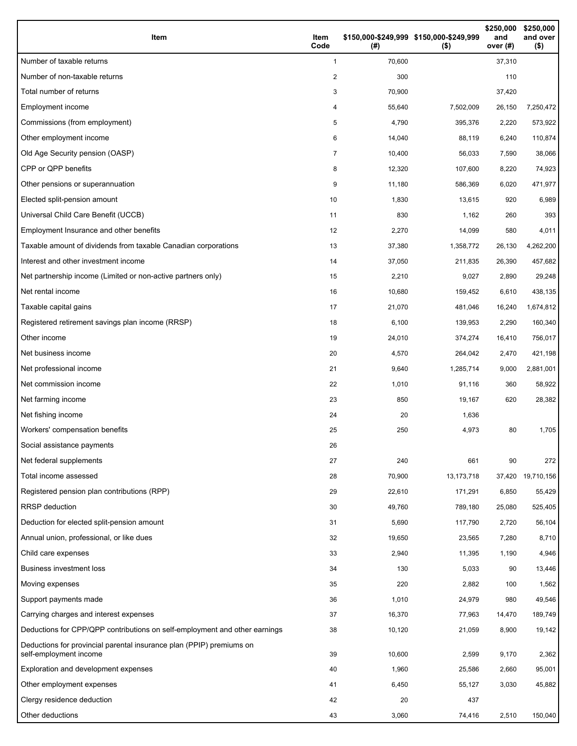| Item | Item Code | $150,000-$249,999 (#) | $150,000-$249,999 ($) | $250,000 and over (#) | $250,000 and over ($) |
|---|---|---|---|---|---|
| Number of taxable returns | 1 | 70,600 | | 37,310 | |
| Number of non-taxable returns | 2 | 300 | | 110 | |
| Total number of returns | 3 | 70,900 | | 37,420 | |
| Employment income | 4 | 55,640 | 7,502,009 | 26,150 | 7,250,472 |
| Commissions (from employment) | 5 | 4,790 | 395,376 | 2,220 | 573,922 |
| Other employment income | 6 | 14,040 | 88,119 | 6,240 | 110,874 |
| Old Age Security pension (OASP) | 7 | 10,400 | 56,033 | 7,590 | 38,066 |
| CPP or QPP benefits | 8 | 12,320 | 107,600 | 8,220 | 74,923 |
| Other pensions or superannuation | 9 | 11,180 | 586,369 | 6,020 | 471,977 |
| Elected split-pension amount | 10 | 1,830 | 13,615 | 920 | 6,989 |
| Universal Child Care Benefit (UCCB) | 11 | 830 | 1,162 | 260 | 393 |
| Employment Insurance and other benefits | 12 | 2,270 | 14,099 | 580 | 4,011 |
| Taxable amount of dividends from taxable Canadian corporations | 13 | 37,380 | 1,358,772 | 26,130 | 4,262,200 |
| Interest and other investment income | 14 | 37,050 | 211,835 | 26,390 | 457,682 |
| Net partnership income (Limited or non-active partners only) | 15 | 2,210 | 9,027 | 2,890 | 29,248 |
| Net rental income | 16 | 10,680 | 159,452 | 6,610 | 438,135 |
| Taxable capital gains | 17 | 21,070 | 481,046 | 16,240 | 1,674,812 |
| Registered retirement savings plan income (RRSP) | 18 | 6,100 | 139,953 | 2,290 | 160,340 |
| Other income | 19 | 24,010 | 374,274 | 16,410 | 756,017 |
| Net business income | 20 | 4,570 | 264,042 | 2,470 | 421,198 |
| Net professional income | 21 | 9,640 | 1,285,714 | 9,000 | 2,881,001 |
| Net commission income | 22 | 1,010 | 91,116 | 360 | 58,922 |
| Net farming income | 23 | 850 | 19,167 | 620 | 28,382 |
| Net fishing income | 24 | 20 | 1,636 | | |
| Workers' compensation benefits | 25 | 250 | 4,973 | 80 | 1,705 |
| Social assistance payments | 26 | | | | |
| Net federal supplements | 27 | 240 | 661 | 90 | 272 |
| Total income assessed | 28 | 70,900 | 13,173,718 | 37,420 | 19,710,156 |
| Registered pension plan contributions (RPP) | 29 | 22,610 | 171,291 | 6,850 | 55,429 |
| RRSP deduction | 30 | 49,760 | 789,180 | 25,080 | 525,405 |
| Deduction for elected split-pension amount | 31 | 5,690 | 117,790 | 2,720 | 56,104 |
| Annual union, professional, or like dues | 32 | 19,650 | 23,565 | 7,280 | 8,710 |
| Child care expenses | 33 | 2,940 | 11,395 | 1,190 | 4,946 |
| Business investment loss | 34 | 130 | 5,033 | 90 | 13,446 |
| Moving expenses | 35 | 220 | 2,882 | 100 | 1,562 |
| Support payments made | 36 | 1,010 | 24,979 | 980 | 49,546 |
| Carrying charges and interest expenses | 37 | 16,370 | 77,963 | 14,470 | 189,749 |
| Deductions for CPP/QPP contributions on self-employment and other earnings | 38 | 10,120 | 21,059 | 8,900 | 19,142 |
| Deductions for provincial parental insurance plan (PPIP) premiums on self-employment income | 39 | 10,600 | 2,599 | 9,170 | 2,362 |
| Exploration and development expenses | 40 | 1,960 | 25,586 | 2,660 | 95,001 |
| Other employment expenses | 41 | 6,450 | 55,127 | 3,030 | 45,882 |
| Clergy residence deduction | 42 | 20 | 437 | | |
| Other deductions | 43 | 3,060 | 74,416 | 2,510 | 150,040 |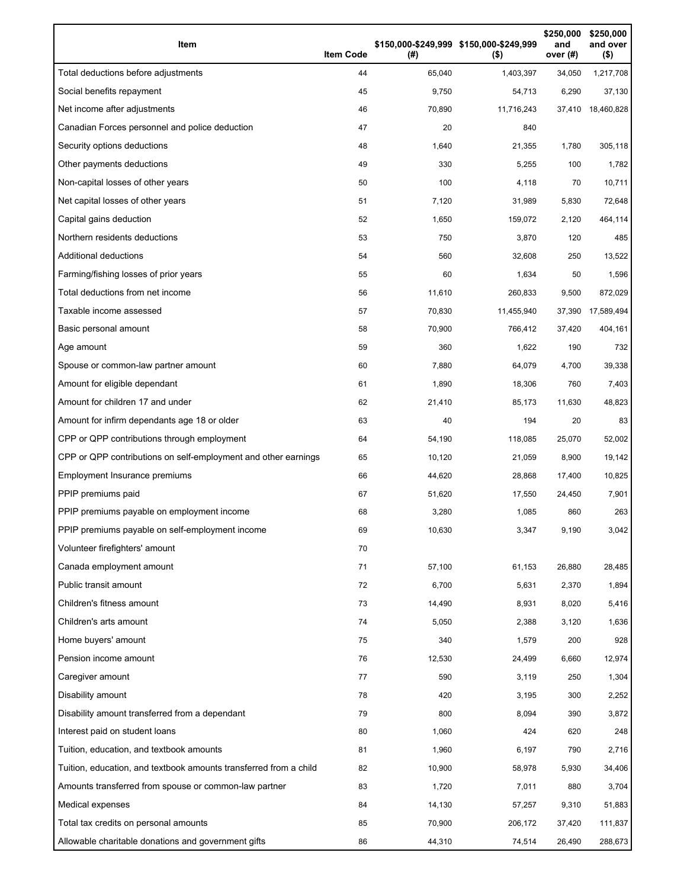| Item | Item Code | $150,000-$249,999 (#) | $150,000-$249,999 ($) | $250,000 and over (#) | $250,000 and over ($) |
|---|---|---|---|---|---|
| Total deductions before adjustments | 44 | 65,040 | 1,403,397 | 34,050 | 1,217,708 |
| Social benefits repayment | 45 | 9,750 | 54,713 | 6,290 | 37,130 |
| Net income after adjustments | 46 | 70,890 | 11,716,243 | 37,410 | 18,460,828 |
| Canadian Forces personnel and police deduction | 47 | 20 | 840 | | |
| Security options deductions | 48 | 1,640 | 21,355 | 1,780 | 305,118 |
| Other payments deductions | 49 | 330 | 5,255 | 100 | 1,782 |
| Non-capital losses of other years | 50 | 100 | 4,118 | 70 | 10,711 |
| Net capital losses of other years | 51 | 7,120 | 31,989 | 5,830 | 72,648 |
| Capital gains deduction | 52 | 1,650 | 159,072 | 2,120 | 464,114 |
| Northern residents deductions | 53 | 750 | 3,870 | 120 | 485 |
| Additional deductions | 54 | 560 | 32,608 | 250 | 13,522 |
| Farming/fishing losses of prior years | 55 | 60 | 1,634 | 50 | 1,596 |
| Total deductions from net income | 56 | 11,610 | 260,833 | 9,500 | 872,029 |
| Taxable income assessed | 57 | 70,830 | 11,455,940 | 37,390 | 17,589,494 |
| Basic personal amount | 58 | 70,900 | 766,412 | 37,420 | 404,161 |
| Age amount | 59 | 360 | 1,622 | 190 | 732 |
| Spouse or common-law partner amount | 60 | 7,880 | 64,079 | 4,700 | 39,338 |
| Amount for eligible dependant | 61 | 1,890 | 18,306 | 760 | 7,403 |
| Amount for children 17 and under | 62 | 21,410 | 85,173 | 11,630 | 48,823 |
| Amount for infirm dependants age 18 or older | 63 | 40 | 194 | 20 | 83 |
| CPP or QPP contributions through employment | 64 | 54,190 | 118,085 | 25,070 | 52,002 |
| CPP or QPP contributions on self-employment and other earnings | 65 | 10,120 | 21,059 | 8,900 | 19,142 |
| Employment Insurance premiums | 66 | 44,620 | 28,868 | 17,400 | 10,825 |
| PPIP premiums paid | 67 | 51,620 | 17,550 | 24,450 | 7,901 |
| PPIP premiums payable on employment income | 68 | 3,280 | 1,085 | 860 | 263 |
| PPIP premiums payable on self-employment income | 69 | 10,630 | 3,347 | 9,190 | 3,042 |
| Volunteer firefighters' amount | 70 | | | | |
| Canada employment amount | 71 | 57,100 | 61,153 | 26,880 | 28,485 |
| Public transit amount | 72 | 6,700 | 5,631 | 2,370 | 1,894 |
| Children's fitness amount | 73 | 14,490 | 8,931 | 8,020 | 5,416 |
| Children's arts amount | 74 | 5,050 | 2,388 | 3,120 | 1,636 |
| Home buyers' amount | 75 | 340 | 1,579 | 200 | 928 |
| Pension income amount | 76 | 12,530 | 24,499 | 6,660 | 12,974 |
| Caregiver amount | 77 | 590 | 3,119 | 250 | 1,304 |
| Disability amount | 78 | 420 | 3,195 | 300 | 2,252 |
| Disability amount transferred from a dependant | 79 | 800 | 8,094 | 390 | 3,872 |
| Interest paid on student loans | 80 | 1,060 | 424 | 620 | 248 |
| Tuition, education, and textbook amounts | 81 | 1,960 | 6,197 | 790 | 2,716 |
| Tuition, education, and textbook amounts transferred from a child | 82 | 10,900 | 58,978 | 5,930 | 34,406 |
| Amounts transferred from spouse or common-law partner | 83 | 1,720 | 7,011 | 880 | 3,704 |
| Medical expenses | 84 | 14,130 | 57,257 | 9,310 | 51,883 |
| Total tax credits on personal amounts | 85 | 70,900 | 206,172 | 37,420 | 111,837 |
| Allowable charitable donations and government gifts | 86 | 44,310 | 74,514 | 26,490 | 288,673 |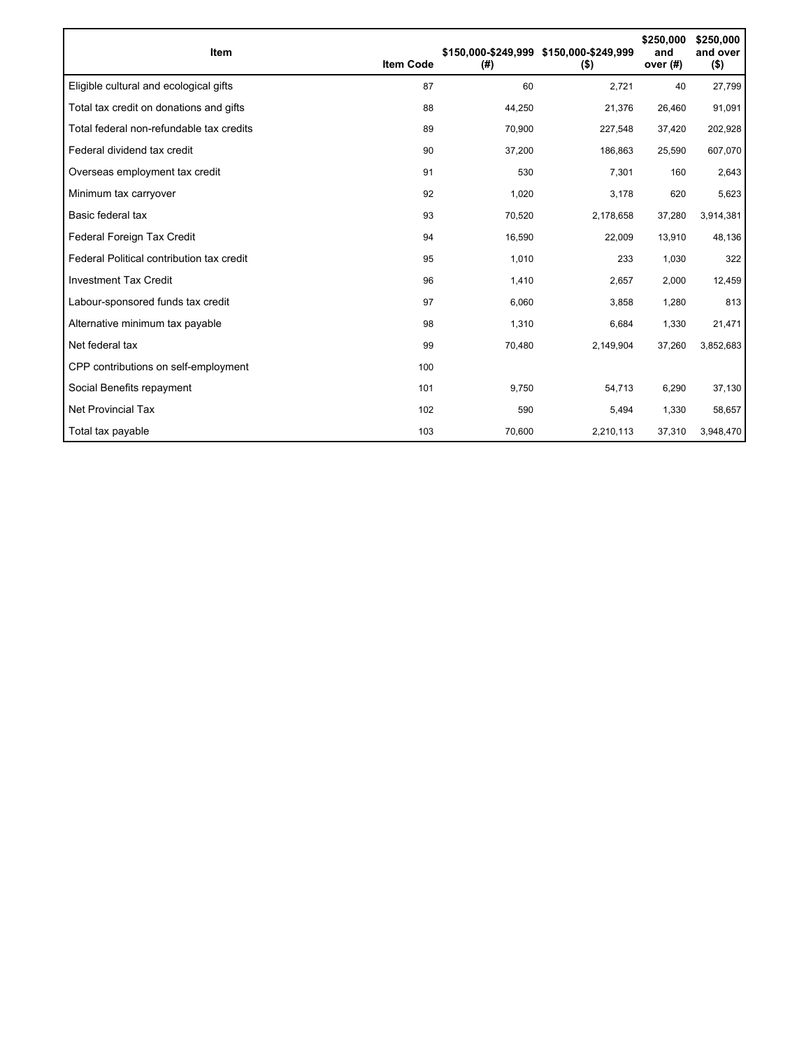| Item | Item Code | $150,000-$249,999 (#) | $150,000-$249,999 ($) | $250,000 and over (#) | $250,000 and over ($) |
| --- | --- | --- | --- | --- | --- |
| Eligible cultural and ecological gifts | 87 | 60 | 2,721 | 40 | 27,799 |
| Total tax credit on donations and gifts | 88 | 44,250 | 21,376 | 26,460 | 91,091 |
| Total federal non-refundable tax credits | 89 | 70,900 | 227,548 | 37,420 | 202,928 |
| Federal dividend tax credit | 90 | 37,200 | 186,863 | 25,590 | 607,070 |
| Overseas employment tax credit | 91 | 530 | 7,301 | 160 | 2,643 |
| Minimum tax carryover | 92 | 1,020 | 3,178 | 620 | 5,623 |
| Basic federal tax | 93 | 70,520 | 2,178,658 | 37,280 | 3,914,381 |
| Federal Foreign Tax Credit | 94 | 16,590 | 22,009 | 13,910 | 48,136 |
| Federal Political contribution tax credit | 95 | 1,010 | 233 | 1,030 | 322 |
| Investment Tax Credit | 96 | 1,410 | 2,657 | 2,000 | 12,459 |
| Labour-sponsored funds tax credit | 97 | 6,060 | 3,858 | 1,280 | 813 |
| Alternative minimum tax payable | 98 | 1,310 | 6,684 | 1,330 | 21,471 |
| Net federal tax | 99 | 70,480 | 2,149,904 | 37,260 | 3,852,683 |
| CPP contributions on self-employment | 100 | | | | |
| Social Benefits repayment | 101 | 9,750 | 54,713 | 6,290 | 37,130 |
| Net Provincial Tax | 102 | 590 | 5,494 | 1,330 | 58,657 |
| Total tax payable | 103 | 70,600 | 2,210,113 | 37,310 | 3,948,470 |